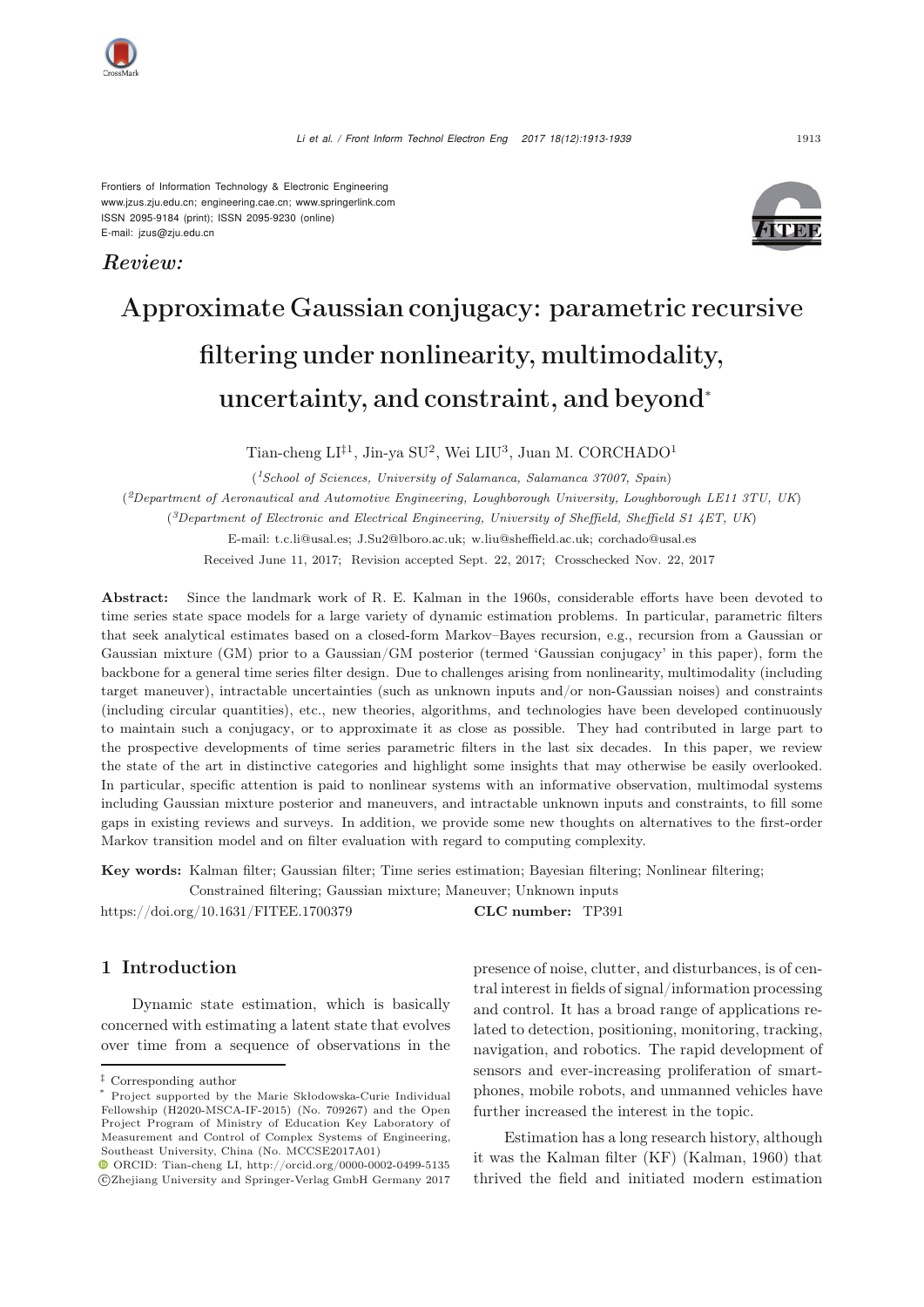Frontiers of Information Technology & Electronic Engineering
www.jzus.zju.edu.cn; engineering.cae.cn; www.springerlink.com
ISSN 2095-9184 (print); ISSN 2095-9230 (online)
E-mail: jzus@zju.edu.cn

*Review:*

# Approximate Gaussian conjugacy: parametric recursive filtering under nonlinearity, multimodality, uncertainty, and constraint, and beyond*

Tian-cheng LI[‡1], Jin-ya SU[2], Wei LIU[3], Juan M. CORCHADO[1]

([1]*School of Sciences, University of Salamanca, Salamanca 37007, Spain*)

([2]*Department of Aeronautical and Automotive Engineering, Loughborough University, Loughborough LE11 3TU, UK*)

([3]*Department of Electronic and Electrical Engineering, University of Sheffield, Sheffield S1 4ET, UK*)

E-mail: t.c.li@usal.es; J.Su2@lboro.ac.uk; w.liu@sheffield.ac.uk; corchado@usal.es

Received June 11, 2017; Revision accepted Sept. 22, 2017; Crosschecked Nov. 22, 2017

**Abstract:** Since the landmark work of R. E. Kalman in the 1960s, considerable efforts have been devoted to time series state space models for a large variety of dynamic estimation problems. In particular, parametric filters that seek analytical estimates based on a closed-form Markov–Bayes recursion, e.g., recursion from a Gaussian or Gaussian mixture (GM) prior to a Gaussian/GM posterior (termed 'Gaussian conjugacy' in this paper), form the backbone for a general time series filter design. Due to challenges arising from nonlinearity, multimodality (including target maneuver), intractable uncertainties (such as unknown inputs and/or non-Gaussian noises) and constraints (including circular quantities), etc., new theories, algorithms, and technologies have been developed continuously to maintain such a conjugacy, or to approximate it as close as possible. They had contributed in large part to the prospective developments of time series parametric filters in the last six decades. In this paper, we review the state of the art in distinctive categories and highlight some insights that may otherwise be easily overlooked. In particular, specific attention is paid to nonlinear systems with an informative observation, multimodal systems including Gaussian mixture posterior and maneuvers, and intractable unknown inputs and constraints, to fill some gaps in existing reviews and surveys. In addition, we provide some new thoughts on alternatives to the first-order Markov transition model and on filter evaluation with regard to computing complexity.

**Key words:** Kalman filter; Gaussian filter; Time series estimation; Bayesian filtering; Nonlinear filtering; Constrained filtering; Gaussian mixture; Maneuver; Unknown inputs

https://doi.org/10.1631/FITEE.1700379 **CLC number:** TP391

## 1 Introduction

Dynamic state estimation, which is basically concerned with estimating a latent state that evolves over time from a sequence of observations in the presence of noise, clutter, and disturbances, is of central interest in fields of signal/information processing and control. It has a broad range of applications related to detection, positioning, monitoring, tracking, navigation, and robotics. The rapid development of sensors and ever-increasing proliferation of smartphones, mobile robots, and unmanned vehicles have further increased the interest in the topic.

Estimation has a long research history, although it was the Kalman filter (KF) (Kalman, 1960) that thrived the field and initiated modern estimation

---

‡ Corresponding author

\* Project supported by the Marie Skłodowska-Curie Individual Fellowship (H2020-MSCA-IF-2015) (No. 709267) and the Open Project Program of Ministry of Education Key Laboratory of Measurement and Control of Complex Systems of Engineering, Southeast University, China (No. MCCSE2017A01)

ORCID: Tian-cheng LI, http://orcid.org/0000-0002-0499-5135

©Zhejiang University and Springer-Verlag GmbH Germany 2017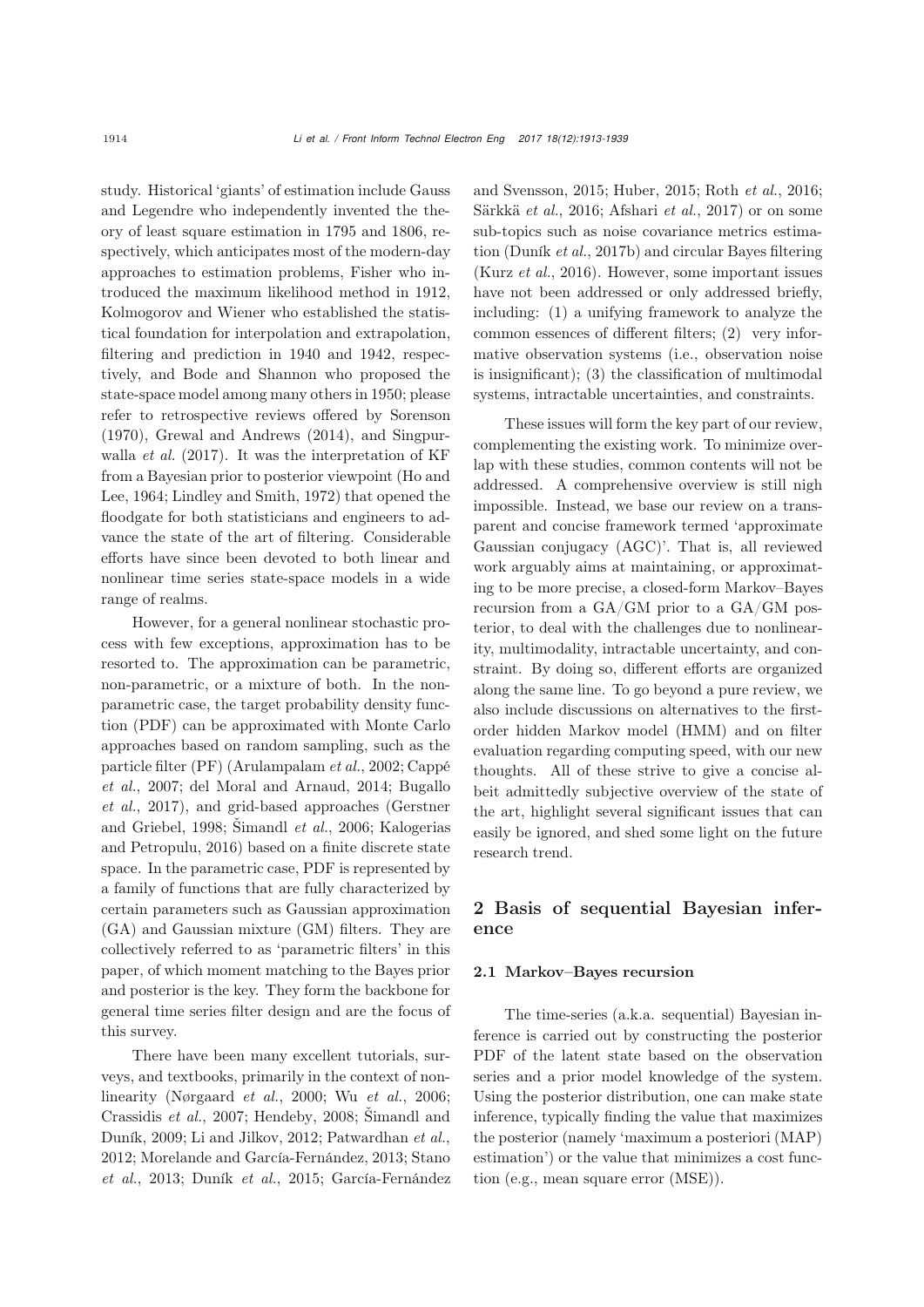study. Historical 'giants' of estimation include Gauss and Legendre who independently invented the theory of least square estimation in 1795 and 1806, respectively, which anticipates most of the modern-day approaches to estimation problems, Fisher who introduced the maximum likelihood method in 1912, Kolmogorov and Wiener who established the statistical foundation for interpolation and extrapolation, filtering and prediction in 1940 and 1942, respectively, and Bode and Shannon who proposed the state-space model among many others in 1950; please refer to retrospective reviews offered by Sorenson (1970), Grewal and Andrews (2014), and Singpurwalla *et al.* (2017). It was the interpretation of KF from a Bayesian prior to posterior viewpoint (Ho and Lee, 1964; Lindley and Smith, 1972) that opened the floodgate for both statisticians and engineers to advance the state of the art of filtering. Considerable efforts have since been devoted to both linear and nonlinear time series state-space models in a wide range of realms.

However, for a general nonlinear stochastic process with few exceptions, approximation has to be resorted to. The approximation can be parametric, non-parametric, or a mixture of both. In the nonparametric case, the target probability density function (PDF) can be approximated with Monte Carlo approaches based on random sampling, such as the particle filter (PF) (Arulampalam *et al.*, 2002; Cappé *et al.*, 2007; del Moral and Arnaud, 2014; Bugallo *et al.*, 2017), and grid-based approaches (Gerstner and Griebel, 1998; Šimandl *et al.*, 2006; Kalogerias and Petropulu, 2016) based on a finite discrete state space. In the parametric case, PDF is represented by a family of functions that are fully characterized by certain parameters such as Gaussian approximation (GA) and Gaussian mixture (GM) filters. They are collectively referred to as 'parametric filters' in this paper, of which moment matching to the Bayes prior and posterior is the key. They form the backbone for general time series filter design and are the focus of this survey.

There have been many excellent tutorials, surveys, and textbooks, primarily in the context of nonlinearity (Nørgaard *et al.*, 2000; Wu *et al.*, 2006; Crassidis *et al.*, 2007; Hendeby, 2008; Šimandl and Duník, 2009; Li and Jilkov, 2012; Patwardhan *et al.*, 2012; Morelande and García-Fernández, 2013; Stano *et al.*, 2013; Duník *et al.*, 2015; García-Fernández and Svensson, 2015; Huber, 2015; Roth *et al.*, 2016; Särkkä *et al.*, 2016; Afshari *et al.*, 2017) or on some sub-topics such as noise covariance metrics estimation (Duník *et al.*, 2017b) and circular Bayes filtering (Kurz *et al.*, 2016). However, some important issues have not been addressed or only addressed briefly, including: (1) a unifying framework to analyze the common essences of different filters; (2) very informative observation systems (i.e., observation noise is insignificant); (3) the classification of multimodal systems, intractable uncertainties, and constraints.

These issues will form the key part of our review, complementing the existing work. To minimize overlap with these studies, common contents will not be addressed. A comprehensive overview is still nigh impossible. Instead, we base our review on a transparent and concise framework termed 'approximate Gaussian conjugacy (AGC)'. That is, all reviewed work arguably aims at maintaining, or approximating to be more precise, a closed-form Markov–Bayes recursion from a GA/GM prior to a GA/GM posterior, to deal with the challenges due to nonlinearity, multimodality, intractable uncertainty, and constraint. By doing so, different efforts are organized along the same line. To go beyond a pure review, we also include discussions on alternatives to the first-order hidden Markov model (HMM) and on filter evaluation regarding computing speed, with our new thoughts. All of these strive to give a concise albeit admittedly subjective overview of the state of the art, highlight several significant issues that can easily be ignored, and shed some light on the future research trend.

## 2 Basis of sequential Bayesian inference

### 2.1 Markov–Bayes recursion

The time-series (a.k.a. sequential) Bayesian inference is carried out by constructing the posterior PDF of the latent state based on the observation series and a prior model knowledge of the system. Using the posterior distribution, one can make state inference, typically finding the value that maximizes the posterior (namely 'maximum a posteriori (MAP) estimation') or the value that minimizes a cost function (e.g., mean square error (MSE)).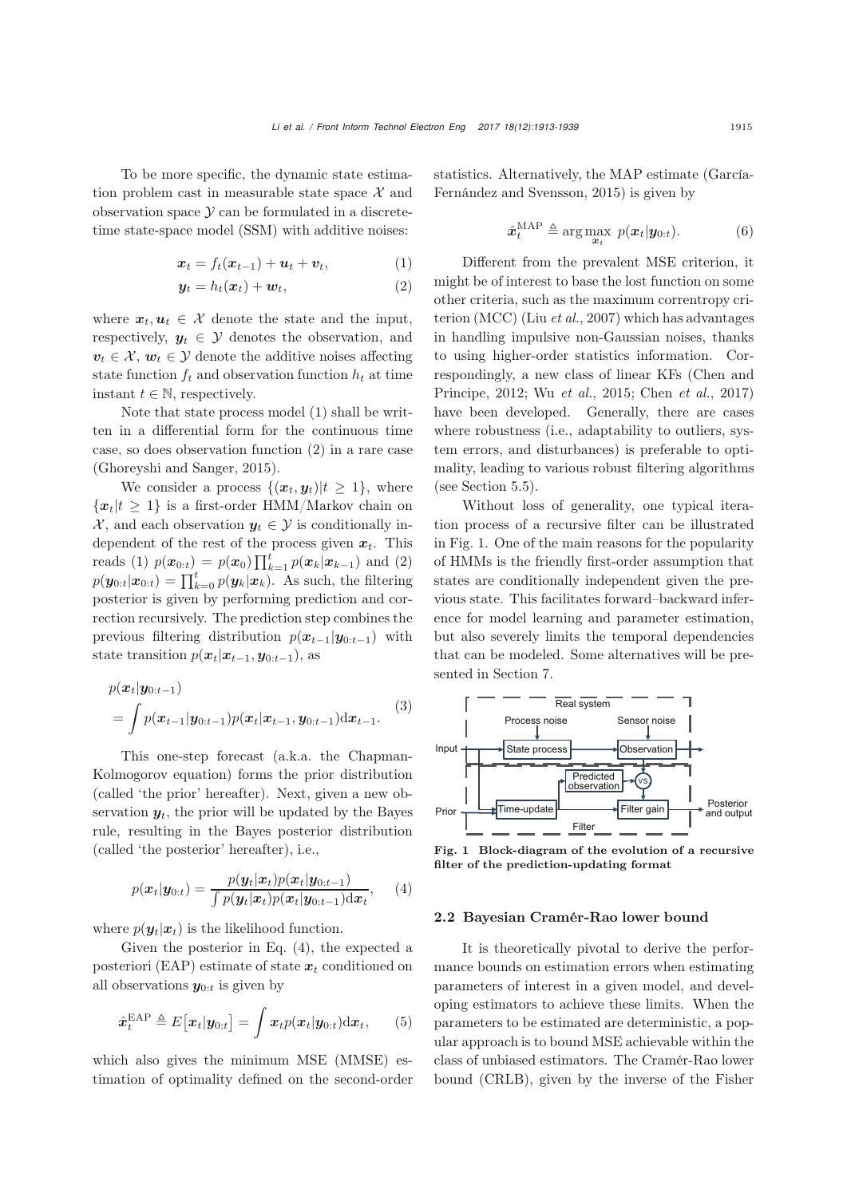To be more specific, the dynamic state estimation problem cast in measurable state space $\mathcal{X}$ and observation space $\mathcal{Y}$ can be formulated in a discrete-time state-space model (SSM) with additive noises:

$$\boldsymbol{x}_t = f_t(\boldsymbol{x}_{t-1}) + \boldsymbol{u}_t + \boldsymbol{v}_t, \tag{1}$$

$$\boldsymbol{y}_t = h_t(\boldsymbol{x}_t) + \boldsymbol{w}_t, \tag{2}$$

where $\boldsymbol{x}_t, \boldsymbol{u}_t \in \mathcal{X}$ denote the state and the input, respectively, $\boldsymbol{y}_t \in \mathcal{Y}$ denotes the observation, and $\boldsymbol{v}_t \in \mathcal{X}$, $\boldsymbol{w}_t \in \mathcal{Y}$ denote the additive noises affecting state function $f_t$ and observation function $h_t$ at time instant $t \in \mathbb{N}$, respectively.

Note that state process model (1) shall be written in a differential form for the continuous time case, so does observation function (2) in a rare case (Ghoreyshi and Sanger, 2015).

We consider a process $\{(\boldsymbol{x}_t, \boldsymbol{y}_t)|t \geq 1\}$, where $\{\boldsymbol{x}_t|t \geq 1\}$ is a first-order HMM/Markov chain on $\mathcal{X}$, and each observation $\boldsymbol{y}_t \in \mathcal{Y}$ is conditionally independent of the rest of the process given $\boldsymbol{x}_t$. This reads (1) $p(\boldsymbol{x}_{0:t}) = p(\boldsymbol{x}_0)\prod_{k=1}^{t} p(\boldsymbol{x}_k|\boldsymbol{x}_{k-1})$ and (2) $p(\boldsymbol{y}_{0:t}|\boldsymbol{x}_{0:t}) = \prod_{k=0}^{t} p(\boldsymbol{y}_k|\boldsymbol{x}_k)$. As such, the filtering posterior is given by performing prediction and correction recursively. The prediction step combines the previous filtering distribution $p(\boldsymbol{x}_{t-1}|\boldsymbol{y}_{0:t-1})$ with state transition $p(\boldsymbol{x}_t|\boldsymbol{x}_{t-1}, \boldsymbol{y}_{0:t-1})$, as

$$\begin{aligned} & p(\boldsymbol{x}_t|\boldsymbol{y}_{0:t-1}) \\ & = \int p(\boldsymbol{x}_{t-1}|\boldsymbol{y}_{0:t-1}) p(\boldsymbol{x}_t|\boldsymbol{x}_{t-1}, \boldsymbol{y}_{0:t-1}) \mathrm{d}\boldsymbol{x}_{t-1}. \end{aligned} \tag{3}$$

This one-step forecast (a.k.a. the Chapman-Kolmogorov equation) forms the prior distribution (called 'the prior' hereafter). Next, given a new observation $\boldsymbol{y}_t$, the prior will be updated by the Bayes rule, resulting in the Bayes posterior distribution (called 'the posterior' hereafter), i.e.,

$$p(\boldsymbol{x}_t|\boldsymbol{y}_{0:t}) = \frac{p(\boldsymbol{y}_t|\boldsymbol{x}_t)p(\boldsymbol{x}_t|\boldsymbol{y}_{0:t-1})}{\int p(\boldsymbol{y}_t|\boldsymbol{x}_t)p(\boldsymbol{x}_t|\boldsymbol{y}_{0:t-1})\mathrm{d}\boldsymbol{x}_t}, \tag{4}$$

where $p(\boldsymbol{y}_t|\boldsymbol{x}_t)$ is the likelihood function.

Given the posterior in Eq. (4), the expected a posteriori (EAP) estimate of state $\boldsymbol{x}_t$ conditioned on all observations $\boldsymbol{y}_{0:t}$ is given by

$$\hat{\boldsymbol{x}}_t^{\mathrm{EAP}} \triangleq E\big[\boldsymbol{x}_t|\boldsymbol{y}_{0:t}\big] = \int \boldsymbol{x}_t p(\boldsymbol{x}_t|\boldsymbol{y}_{0:t})\mathrm{d}\boldsymbol{x}_t, \tag{5}$$

which also gives the minimum MSE (MMSE) estimation of optimality defined on the second-order statistics. Alternatively, the MAP estimate (García-Fernández and Svensson, 2015) is given by

$$\hat{\boldsymbol{x}}_t^{\mathrm{MAP}} \triangleq \arg\max_{\boldsymbol{x}_t} \ p(\boldsymbol{x}_t|\boldsymbol{y}_{0:t}). \tag{6}$$

Different from the prevalent MSE criterion, it might be of interest to base the lost function on some other criteria, such as the maximum correntropy criterion (MCC) (Liu *et al.*, 2007) which has advantages in handling impulsive non-Gaussian noises, thanks to using higher-order statistics information. Correspondingly, a new class of linear KFs (Chen and Principe, 2012; Wu *et al.*, 2015; Chen *et al.*, 2017) have been developed. Generally, there are cases where robustness (i.e., adaptability to outliers, system errors, and disturbances) is preferable to optimality, leading to various robust filtering algorithms (see Section 5.5).

Without loss of generality, one typical iteration process of a recursive filter can be illustrated in Fig. 1. One of the main reasons for the popularity of HMMs is the friendly first-order assumption that states are conditionally independent given the previous state. This facilitates forward–backward inference for model learning and parameter estimation, but also severely limits the temporal dependencies that can be modeled. Some alternatives will be presented in Section 7.

**Fig. 1 Block-diagram of the evolution of a recursive filter of the prediction-updating format**

### 2.2 Bayesian Cramér-Rao lower bound

It is theoretically pivotal to derive the performance bounds on estimation errors when estimating parameters of interest in a given model, and developing estimators to achieve these limits. When the parameters to be estimated are deterministic, a popular approach is to bound MSE achievable within the class of unbiased estimators. The Cramér-Rao lower bound (CRLB), given by the inverse of the Fisher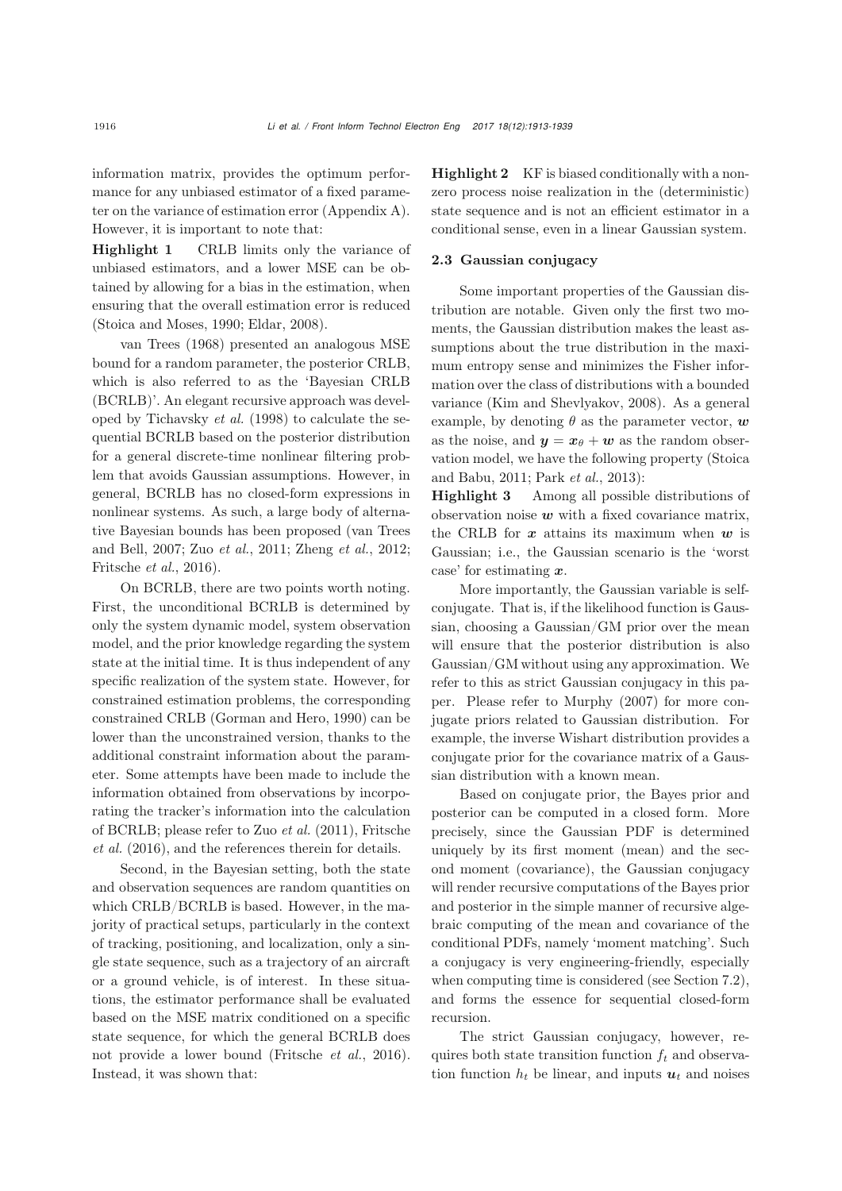information matrix, provides the optimum performance for any unbiased estimator of a fixed parameter on the variance of estimation error (Appendix A). However, it is important to note that:

**Highlight 1** CRLB limits only the variance of unbiased estimators, and a lower MSE can be obtained by allowing for a bias in the estimation, when ensuring that the overall estimation error is reduced (Stoica and Moses, 1990; Eldar, 2008).

van Trees (1968) presented an analogous MSE bound for a random parameter, the posterior CRLB, which is also referred to as the 'Bayesian CRLB (BCRLB)'. An elegant recursive approach was developed by Tichavsky *et al.* (1998) to calculate the sequential BCRLB based on the posterior distribution for a general discrete-time nonlinear filtering problem that avoids Gaussian assumptions. However, in general, BCRLB has no closed-form expressions in nonlinear systems. As such, a large body of alternative Bayesian bounds has been proposed (van Trees and Bell, 2007; Zuo *et al.*, 2011; Zheng *et al.*, 2012; Fritsche *et al.*, 2016).

On BCRLB, there are two points worth noting. First, the unconditional BCRLB is determined by only the system dynamic model, system observation model, and the prior knowledge regarding the system state at the initial time. It is thus independent of any specific realization of the system state. However, for constrained estimation problems, the corresponding constrained CRLB (Gorman and Hero, 1990) can be lower than the unconstrained version, thanks to the additional constraint information about the parameter. Some attempts have been made to include the information obtained from observations by incorporating the tracker's information into the calculation of BCRLB; please refer to Zuo *et al.* (2011), Fritsche *et al.* (2016), and the references therein for details.

Second, in the Bayesian setting, both the state and observation sequences are random quantities on which CRLB/BCRLB is based. However, in the majority of practical setups, particularly in the context of tracking, positioning, and localization, only a single state sequence, such as a trajectory of an aircraft or a ground vehicle, is of interest. In these situations, the estimator performance shall be evaluated based on the MSE matrix conditioned on a specific state sequence, for which the general BCRLB does not provide a lower bound (Fritsche *et al.*, 2016). Instead, it was shown that:

**Highlight 2** KF is biased conditionally with a nonzero process noise realization in the (deterministic) state sequence and is not an efficient estimator in a conditional sense, even in a linear Gaussian system.

### 2.3 Gaussian conjugacy

Some important properties of the Gaussian distribution are notable. Given only the first two moments, the Gaussian distribution makes the least assumptions about the true distribution in the maximum entropy sense and minimizes the Fisher information over the class of distributions with a bounded variance (Kim and Shevlyakov, 2008). As a general example, by denoting $\theta$ as the parameter vector, $\boldsymbol{w}$ as the noise, and $\boldsymbol{y} = \boldsymbol{x}_\theta + \boldsymbol{w}$ as the random observation model, we have the following property (Stoica and Babu, 2011; Park *et al.*, 2013):

**Highlight 3** Among all possible distributions of observation noise $\boldsymbol{w}$ with a fixed covariance matrix, the CRLB for $\boldsymbol{x}$ attains its maximum when $\boldsymbol{w}$ is Gaussian; i.e., the Gaussian scenario is the 'worst case' for estimating $\boldsymbol{x}$.

More importantly, the Gaussian variable is self-conjugate. That is, if the likelihood function is Gaussian, choosing a Gaussian/GM prior over the mean will ensure that the posterior distribution is also Gaussian/GM without using any approximation. We refer to this as strict Gaussian conjugacy in this paper. Please refer to Murphy (2007) for more conjugate priors related to Gaussian distribution. For example, the inverse Wishart distribution provides a conjugate prior for the covariance matrix of a Gaussian distribution with a known mean.

Based on conjugate prior, the Bayes prior and posterior can be computed in a closed form. More precisely, since the Gaussian PDF is determined uniquely by its first moment (mean) and the second moment (covariance), the Gaussian conjugacy will render recursive computations of the Bayes prior and posterior in the simple manner of recursive algebraic computing of the mean and covariance of the conditional PDFs, namely 'moment matching'. Such a conjugacy is very engineering-friendly, especially when computing time is considered (see Section 7.2), and forms the essence for sequential closed-form recursion.

The strict Gaussian conjugacy, however, requires both state transition function $f_t$ and observation function $h_t$ be linear, and inputs $\boldsymbol{u}_t$ and noises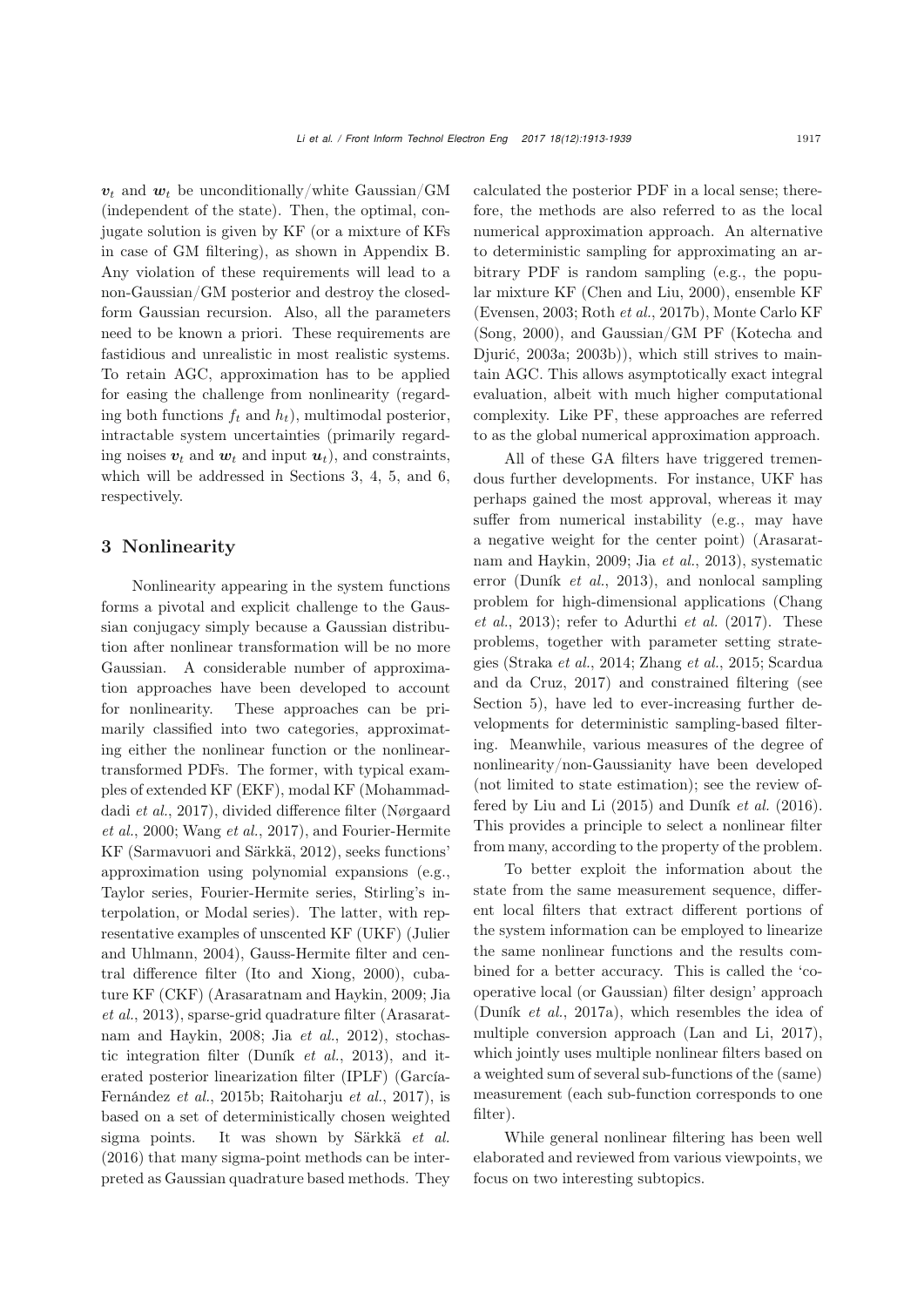$\boldsymbol{v}_t$ and $\boldsymbol{w}_t$ be unconditionally/white Gaussian/GM (independent of the state). Then, the optimal, conjugate solution is given by KF (or a mixture of KFs in case of GM filtering), as shown in Appendix B. Any violation of these requirements will lead to a non-Gaussian/GM posterior and destroy the closed-form Gaussian recursion. Also, all the parameters need to be known a priori. These requirements are fastidious and unrealistic in most realistic systems. To retain AGC, approximation has to be applied for easing the challenge from nonlinearity (regarding both functions $f_t$ and $h_t$), multimodal posterior, intractable system uncertainties (primarily regarding noises $\boldsymbol{v}_t$ and $\boldsymbol{w}_t$ and input $\boldsymbol{u}_t$), and constraints, which will be addressed in Sections 3, 4, 5, and 6, respectively.

## 3 Nonlinearity

Nonlinearity appearing in the system functions forms a pivotal and explicit challenge to the Gaussian conjugacy simply because a Gaussian distribution after nonlinear transformation will be no more Gaussian. A considerable number of approximation approaches have been developed to account for nonlinearity. These approaches can be primarily classified into two categories, approximating either the nonlinear function or the nonlinear-transformed PDFs. The former, with typical examples of extended KF (EKF), modal KF (Mohammaddadi *et al.*, 2017), divided difference filter (Nørgaard *et al.*, 2000; Wang *et al.*, 2017), and Fourier-Hermite KF (Sarmavuori and Särkkä, 2012), seeks functions' approximation using polynomial expansions (e.g., Taylor series, Fourier-Hermite series, Stirling's interpolation, or Modal series). The latter, with representative examples of unscented KF (UKF) (Julier and Uhlmann, 2004), Gauss-Hermite filter and central difference filter (Ito and Xiong, 2000), cubature KF (CKF) (Arasaratnam and Haykin, 2009; Jia *et al.*, 2013), sparse-grid quadrature filter (Arasaratnam and Haykin, 2008; Jia *et al.*, 2012), stochastic integration filter (Duník *et al.*, 2013), and iterated posterior linearization filter (IPLF) (García-Fernández *et al.*, 2015b; Raitoharju *et al.*, 2017), is based on a set of deterministically chosen weighted sigma points. It was shown by Särkkä *et al.* (2016) that many sigma-point methods can be interpreted as Gaussian quadrature based methods. They calculated the posterior PDF in a local sense; therefore, the methods are also referred to as the local numerical approximation approach. An alternative to deterministic sampling for approximating an arbitrary PDF is random sampling (e.g., the popular mixture KF (Chen and Liu, 2000), ensemble KF (Evensen, 2003; Roth *et al.*, 2017b), Monte Carlo KF (Song, 2000), and Gaussian/GM PF (Kotecha and Djurić, 2003a; 2003b)), which still strives to maintain AGC. This allows asymptotically exact integral evaluation, albeit with much higher computational complexity. Like PF, these approaches are referred to as the global numerical approximation approach.

All of these GA filters have triggered tremendous further developments. For instance, UKF has perhaps gained the most approval, whereas it may suffer from numerical instability (e.g., may have a negative weight for the center point) (Arasaratnam and Haykin, 2009; Jia *et al.*, 2013), systematic error (Duník *et al.*, 2013), and nonlocal sampling problem for high-dimensional applications (Chang *et al.*, 2013); refer to Adurthi *et al.* (2017). These problems, together with parameter setting strategies (Straka *et al.*, 2014; Zhang *et al.*, 2015; Scardua and da Cruz, 2017) and constrained filtering (see Section 5), have led to ever-increasing further developments for deterministic sampling-based filtering. Meanwhile, various measures of the degree of nonlinearity/non-Gaussianity have been developed (not limited to state estimation); see the review offered by Liu and Li (2015) and Duník *et al.* (2016). This provides a principle to select a nonlinear filter from many, according to the property of the problem.

To better exploit the information about the state from the same measurement sequence, different local filters that extract different portions of the system information can be employed to linearize the same nonlinear functions and the results combined for a better accuracy. This is called the 'cooperative local (or Gaussian) filter design' approach (Duník *et al.*, 2017a), which resembles the idea of multiple conversion approach (Lan and Li, 2017), which jointly uses multiple nonlinear filters based on a weighted sum of several sub-functions of the (same) measurement (each sub-function corresponds to one filter).

While general nonlinear filtering has been well elaborated and reviewed from various viewpoints, we focus on two interesting subtopics.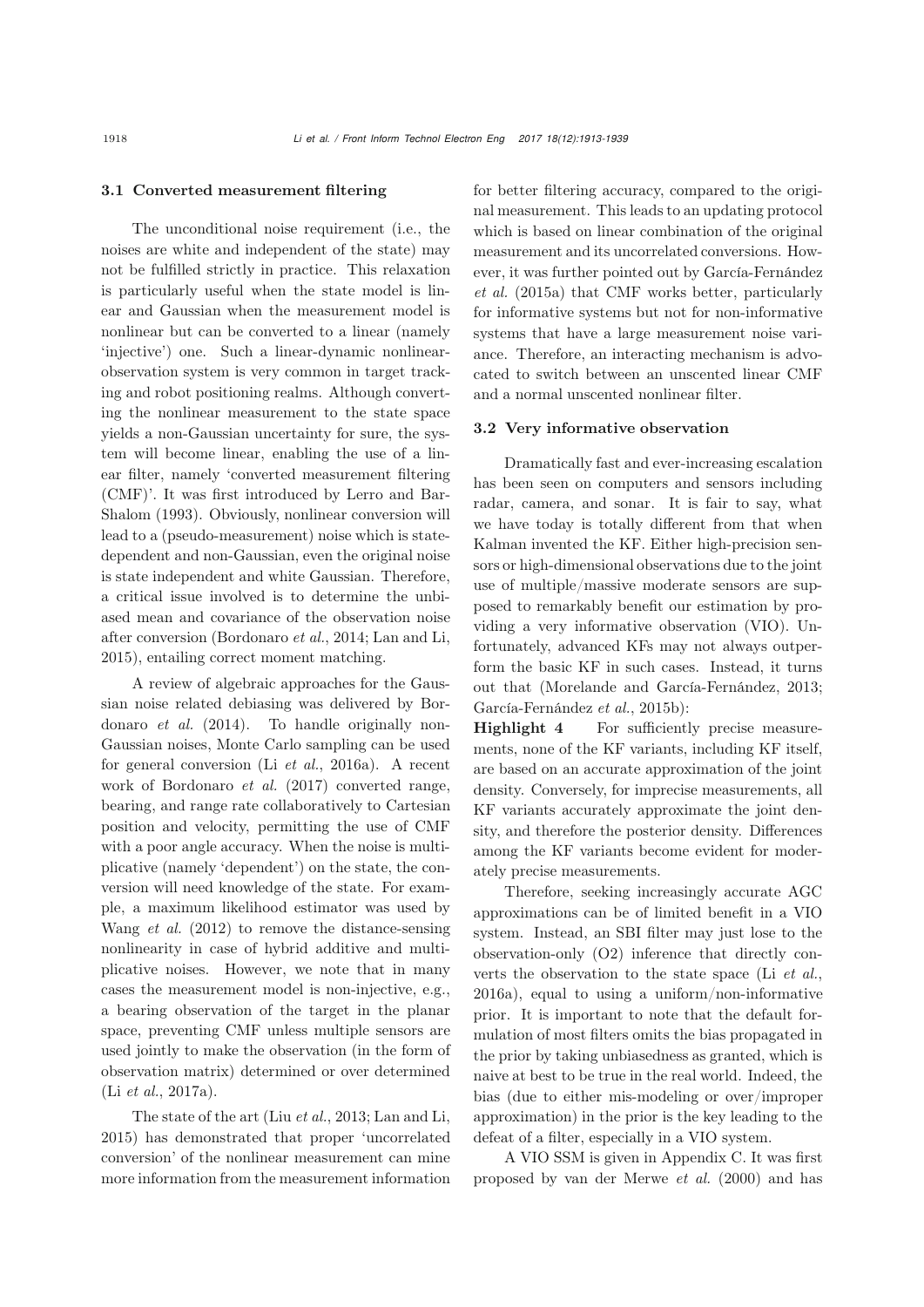### 3.1 Converted measurement filtering

The unconditional noise requirement (i.e., the noises are white and independent of the state) may not be fulfilled strictly in practice. This relaxation is particularly useful when the state model is linear and Gaussian when the measurement model is nonlinear but can be converted to a linear (namely 'injective') one. Such a linear-dynamic nonlinear-observation system is very common in target tracking and robot positioning realms. Although converting the nonlinear measurement to the state space yields a non-Gaussian uncertainty for sure, the system will become linear, enabling the use of a linear filter, namely 'converted measurement filtering (CMF)'. It was first introduced by Lerro and Bar-Shalom (1993). Obviously, nonlinear conversion will lead to a (pseudo-measurement) noise which is state-dependent and non-Gaussian, even the original noise is state independent and white Gaussian. Therefore, a critical issue involved is to determine the unbiased mean and covariance of the observation noise after conversion (Bordonaro *et al.*, 2014; Lan and Li, 2015), entailing correct moment matching.

A review of algebraic approaches for the Gaussian noise related debiasing was delivered by Bordonaro *et al.* (2014). To handle originally non-Gaussian noises, Monte Carlo sampling can be used for general conversion (Li *et al.*, 2016a). A recent work of Bordonaro *et al.* (2017) converted range, bearing, and range rate collaboratively to Cartesian position and velocity, permitting the use of CMF with a poor angle accuracy. When the noise is multiplicative (namely 'dependent') on the state, the conversion will need knowledge of the state. For example, a maximum likelihood estimator was used by Wang *et al.* (2012) to remove the distance-sensing nonlinearity in case of hybrid additive and multiplicative noises. However, we note that in many cases the measurement model is non-injective, e.g., a bearing observation of the target in the planar space, preventing CMF unless multiple sensors are used jointly to make the observation (in the form of observation matrix) determined or over determined (Li *et al.*, 2017a).

The state of the art (Liu *et al.*, 2013; Lan and Li, 2015) has demonstrated that proper 'uncorrelated conversion' of the nonlinear measurement can mine more information from the measurement information for better filtering accuracy, compared to the original measurement. This leads to an updating protocol which is based on linear combination of the original measurement and its uncorrelated conversions. However, it was further pointed out by García-Fernández *et al.* (2015a) that CMF works better, particularly for informative systems but not for non-informative systems that have a large measurement noise variance. Therefore, an interacting mechanism is advocated to switch between an unscented linear CMF and a normal unscented nonlinear filter.

### 3.2 Very informative observation

Dramatically fast and ever-increasing escalation has been seen on computers and sensors including radar, camera, and sonar. It is fair to say, what we have today is totally different from that when Kalman invented the KF. Either high-precision sensors or high-dimensional observations due to the joint use of multiple/massive moderate sensors are supposed to remarkably benefit our estimation by providing a very informative observation (VIO). Unfortunately, advanced KFs may not always outperform the basic KF in such cases. Instead, it turns out that (Morelande and García-Fernández, 2013; García-Fernández *et al.*, 2015b):

**Highlight 4** For sufficiently precise measurements, none of the KF variants, including KF itself, are based on an accurate approximation of the joint density. Conversely, for imprecise measurements, all KF variants accurately approximate the joint density, and therefore the posterior density. Differences among the KF variants become evident for moderately precise measurements.

Therefore, seeking increasingly accurate AGC approximations can be of limited benefit in a VIO system. Instead, an SBI filter may just lose to the observation-only (O2) inference that directly converts the observation to the state space (Li *et al.*, 2016a), equal to using a uniform/non-informative prior. It is important to note that the default formulation of most filters omits the bias propagated in the prior by taking unbiasedness as granted, which is naive at best to be true in the real world. Indeed, the bias (due to either mis-modeling or over/improper approximation) in the prior is the key leading to the defeat of a filter, especially in a VIO system.

A VIO SSM is given in Appendix C. It was first proposed by van der Merwe *et al.* (2000) and has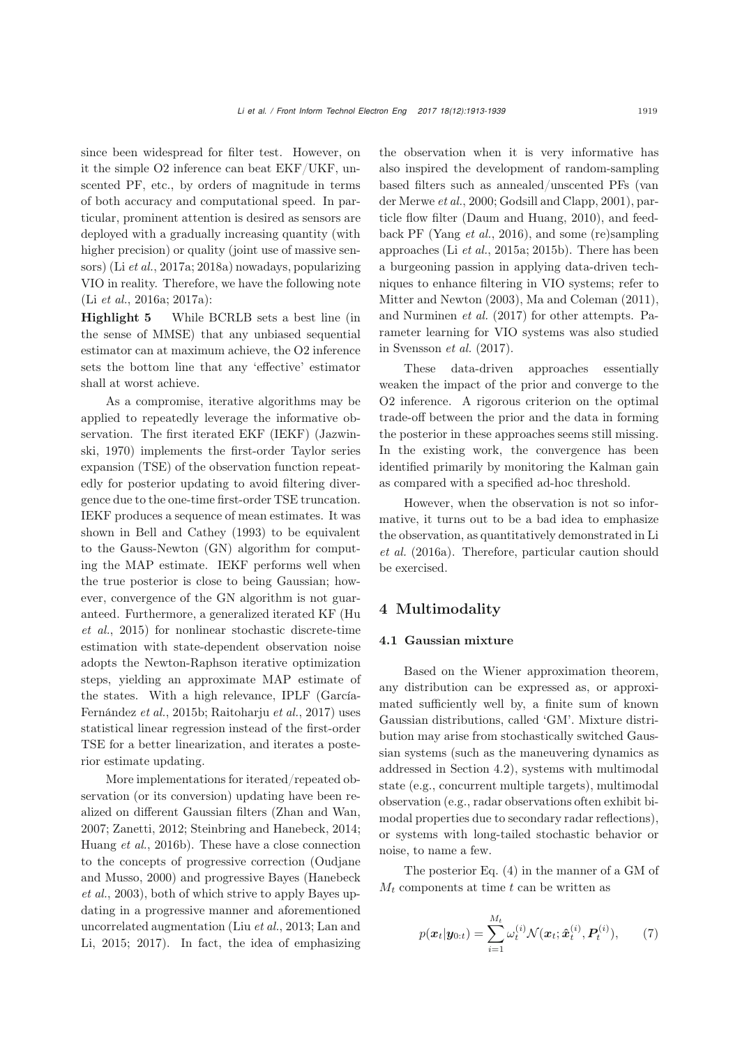since been widespread for filter test. However, on it the simple O2 inference can beat EKF/UKF, unscented PF, etc., by orders of magnitude in terms of both accuracy and computational speed. In particular, prominent attention is desired as sensors are deployed with a gradually increasing quantity (with higher precision) or quality (joint use of massive sensors) (Li *et al.*, 2017a; 2018a) nowadays, popularizing VIO in reality. Therefore, we have the following note (Li *et al.*, 2016a; 2017a):

**Highlight 5** While BCRLB sets a best line (in the sense of MMSE) that any unbiased sequential estimator can at maximum achieve, the O2 inference sets the bottom line that any 'effective' estimator shall at worst achieve.

As a compromise, iterative algorithms may be applied to repeatedly leverage the informative observation. The first iterated EKF (IEKF) (Jazwinski, 1970) implements the first-order Taylor series expansion (TSE) of the observation function repeatedly for posterior updating to avoid filtering divergence due to the one-time first-order TSE truncation. IEKF produces a sequence of mean estimates. It was shown in Bell and Cathey (1993) to be equivalent to the Gauss-Newton (GN) algorithm for computing the MAP estimate. IEKF performs well when the true posterior is close to being Gaussian; however, convergence of the GN algorithm is not guaranteed. Furthermore, a generalized iterated KF (Hu *et al.*, 2015) for nonlinear stochastic discrete-time estimation with state-dependent observation noise adopts the Newton-Raphson iterative optimization steps, yielding an approximate MAP estimate of the states. With a high relevance, IPLF (García-Fernández *et al.*, 2015b; Raitoharju *et al.*, 2017) uses statistical linear regression instead of the first-order TSE for a better linearization, and iterates a posterior estimate updating.

More implementations for iterated/repeated observation (or its conversion) updating have been realized on different Gaussian filters (Zhan and Wan, 2007; Zanetti, 2012; Steinbring and Hanebeck, 2014; Huang *et al.*, 2016b). These have a close connection to the concepts of progressive correction (Oudjane and Musso, 2000) and progressive Bayes (Hanebeck *et al.*, 2003), both of which strive to apply Bayes updating in a progressive manner and aforementioned uncorrelated augmentation (Liu *et al.*, 2013; Lan and Li, 2015; 2017). In fact, the idea of emphasizing the observation when it is very informative has also inspired the development of random-sampling based filters such as annealed/unscented PFs (van der Merwe *et al.*, 2000; Godsill and Clapp, 2001), particle flow filter (Daum and Huang, 2010), and feedback PF (Yang *et al.*, 2016), and some (re)sampling approaches (Li *et al.*, 2015a; 2015b). There has been a burgeoning passion in applying data-driven techniques to enhance filtering in VIO systems; refer to Mitter and Newton (2003), Ma and Coleman (2011), and Nurminen *et al.* (2017) for other attempts. Parameter learning for VIO systems was also studied in Svensson *et al.* (2017).

These data-driven approaches essentially weaken the impact of the prior and converge to the O2 inference. A rigorous criterion on the optimal trade-off between the prior and the data in forming the posterior in these approaches seems still missing. In the existing work, the convergence has been identified primarily by monitoring the Kalman gain as compared with a specified ad-hoc threshold.

However, when the observation is not so informative, it turns out to be a bad idea to emphasize the observation, as quantitatively demonstrated in Li *et al.* (2016a). Therefore, particular caution should be exercised.

## 4 Multimodality

### 4.1 Gaussian mixture

Based on the Wiener approximation theorem, any distribution can be expressed as, or approximated sufficiently well by, a finite sum of known Gaussian distributions, called 'GM'. Mixture distribution may arise from stochastically switched Gaussian systems (such as the maneuvering dynamics as addressed in Section 4.2), systems with multimodal state (e.g., concurrent multiple targets), multimodal observation (e.g., radar observations often exhibit bimodal properties due to secondary radar reflections), or systems with long-tailed stochastic behavior or noise, to name a few.

The posterior Eq. (4) in the manner of a GM of $M_t$ components at time $t$ can be written as

$$p(\boldsymbol{x}_t|\boldsymbol{y}_{0:t}) = \sum_{i=1}^{M_t} \omega_t^{(i)} \mathcal{N}(\boldsymbol{x}_t; \hat{\boldsymbol{x}}_t^{(i)}, \boldsymbol{P}_t^{(i)}), \qquad (7)$$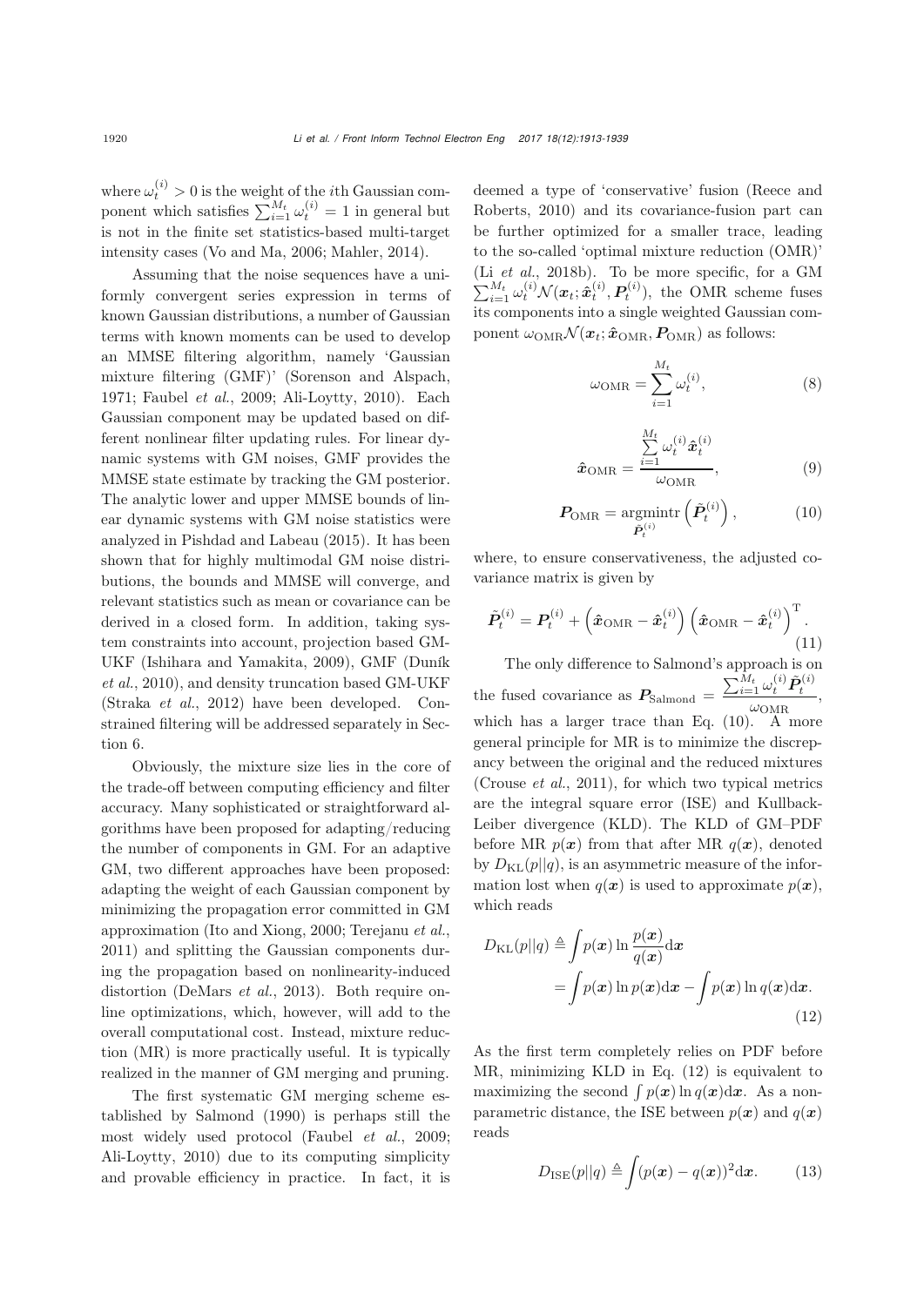where $\omega_t^{(i)} > 0$ is the weight of the $i$th Gaussian component which satisfies $\sum_{i=1}^{M_t} \omega_t^{(i)} = 1$ in general but is not in the finite set statistics-based multi-target intensity cases (Vo and Ma, 2006; Mahler, 2014).

Assuming that the noise sequences have a uniformly convergent series expression in terms of known Gaussian distributions, a number of Gaussian terms with known moments can be used to develop an MMSE filtering algorithm, namely 'Gaussian mixture filtering (GMF)' (Sorenson and Alspach, 1971; Faubel *et al.*, 2009; Ali-Loytty, 2010). Each Gaussian component may be updated based on different nonlinear filter updating rules. For linear dynamic systems with GM noises, GMF provides the MMSE state estimate by tracking the GM posterior. The analytic lower and upper MMSE bounds of linear dynamic systems with GM noise statistics were analyzed in Pishdad and Labeau (2015). It has been shown that for highly multimodal GM noise distributions, the bounds and MMSE will converge, and relevant statistics such as mean or covariance can be derived in a closed form. In addition, taking system constraints into account, projection based GM-UKF (Ishihara and Yamakita, 2009), GMF (Duník *et al.*, 2010), and density truncation based GM-UKF (Straka *et al.*, 2012) have been developed. Constrained filtering will be addressed separately in Section 6.

Obviously, the mixture size lies in the core of the trade-off between computing efficiency and filter accuracy. Many sophisticated or straightforward algorithms have been proposed for adapting/reducing the number of components in GM. For an adaptive GM, two different approaches have been proposed: adapting the weight of each Gaussian component by minimizing the propagation error committed in GM approximation (Ito and Xiong, 2000; Terejanu *et al.*, 2011) and splitting the Gaussian components during the propagation based on nonlinearity-induced distortion (DeMars *et al.*, 2013). Both require online optimizations, which, however, will add to the overall computational cost. Instead, mixture reduction (MR) is more practically useful. It is typically realized in the manner of GM merging and pruning.

The first systematic GM merging scheme established by Salmond (1990) is perhaps still the most widely used protocol (Faubel *et al.*, 2009; Ali-Loytty, 2010) due to its computing simplicity and provable efficiency in practice. In fact, it is deemed a type of 'conservative' fusion (Reece and Roberts, 2010) and its covariance-fusion part can be further optimized for a smaller trace, leading to the so-called 'optimal mixture reduction (OMR)' (Li *et al.*, 2018b). To be more specific, for a GM $\sum_{i=1}^{M_t} \omega_t^{(i)} \mathcal{N}(\boldsymbol{x}_t; \hat{\boldsymbol{x}}_t^{(i)}, \boldsymbol{P}_t^{(i)})$, the OMR scheme fuses its components into a single weighted Gaussian component $\omega_{\text{OMR}} \mathcal{N}(\boldsymbol{x}_t; \hat{\boldsymbol{x}}_{\text{OMR}}, \boldsymbol{P}_{\text{OMR}})$ as follows:

$$\omega_{\text{OMR}} = \sum_{i=1}^{M_t} \omega_t^{(i)}, \tag{8}$$

$$\hat{\boldsymbol{x}}_{\text{OMR}} = \frac{\sum\limits_{i=1}^{M_t} \omega_t^{(i)} \hat{\boldsymbol{x}}_t^{(i)}}{\omega_{\text{OMR}}}, \tag{9}$$

$$\boldsymbol{P}_{\text{OMR}} = \underset{\tilde{\boldsymbol{P}}_t^{(i)}}{\operatorname{argmin}} \operatorname{tr}\left(\tilde{\boldsymbol{P}}_t^{(i)}\right), \tag{10}$$

where, to ensure conservativeness, the adjusted covariance matrix is given by

$$\tilde{\boldsymbol{P}}_t^{(i)} = \boldsymbol{P}_t^{(i)} + \left(\hat{\boldsymbol{x}}_{\text{OMR}} - \hat{\boldsymbol{x}}_t^{(i)}\right)\left(\hat{\boldsymbol{x}}_{\text{OMR}} - \hat{\boldsymbol{x}}_t^{(i)}\right)^{\text{T}}. \tag{11}$$

The only difference to Salmond's approach is on the fused covariance as $\boldsymbol{P}_{\text{Salmond}} = \frac{\sum_{i=1}^{M_t} \omega_t^{(i)} \tilde{\boldsymbol{P}}_t^{(i)}}{\omega_{\text{OMR}}}$, which has a larger trace than Eq. (10). A more general principle for MR is to minimize the discrepancy between the original and the reduced mixtures (Crouse *et al.*, 2011), for which two typical metrics are the integral square error (ISE) and Kullback-Leiber divergence (KLD). The KLD of GM–PDF before MR $p(\boldsymbol{x})$ from that after MR $q(\boldsymbol{x})$, denoted by $D_{\text{KL}}(p||q)$, is an asymmetric measure of the information lost when $q(\boldsymbol{x})$ is used to approximate $p(\boldsymbol{x})$, which reads

$$\begin{aligned} D_{\text{KL}}(p||q) &\triangleq \int p(\boldsymbol{x}) \ln \frac{p(\boldsymbol{x})}{q(\boldsymbol{x})} \mathrm{d}\boldsymbol{x} \\ &= \int p(\boldsymbol{x}) \ln p(\boldsymbol{x}) \mathrm{d}\boldsymbol{x} - \int p(\boldsymbol{x}) \ln q(\boldsymbol{x}) \mathrm{d}\boldsymbol{x}. \end{aligned} \tag{12}$$

As the first term completely relies on PDF before MR, minimizing KLD in Eq. (12) is equivalent to maximizing the second $\int p(\boldsymbol{x}) \ln q(\boldsymbol{x}) \mathrm{d}\boldsymbol{x}$. As a nonparametric distance, the ISE between $p(\boldsymbol{x})$ and $q(\boldsymbol{x})$ reads

$$D_{\text{ISE}}(p||q) \triangleq \int (p(\boldsymbol{x}) - q(\boldsymbol{x}))^2 \mathrm{d}\boldsymbol{x}. \tag{13}$$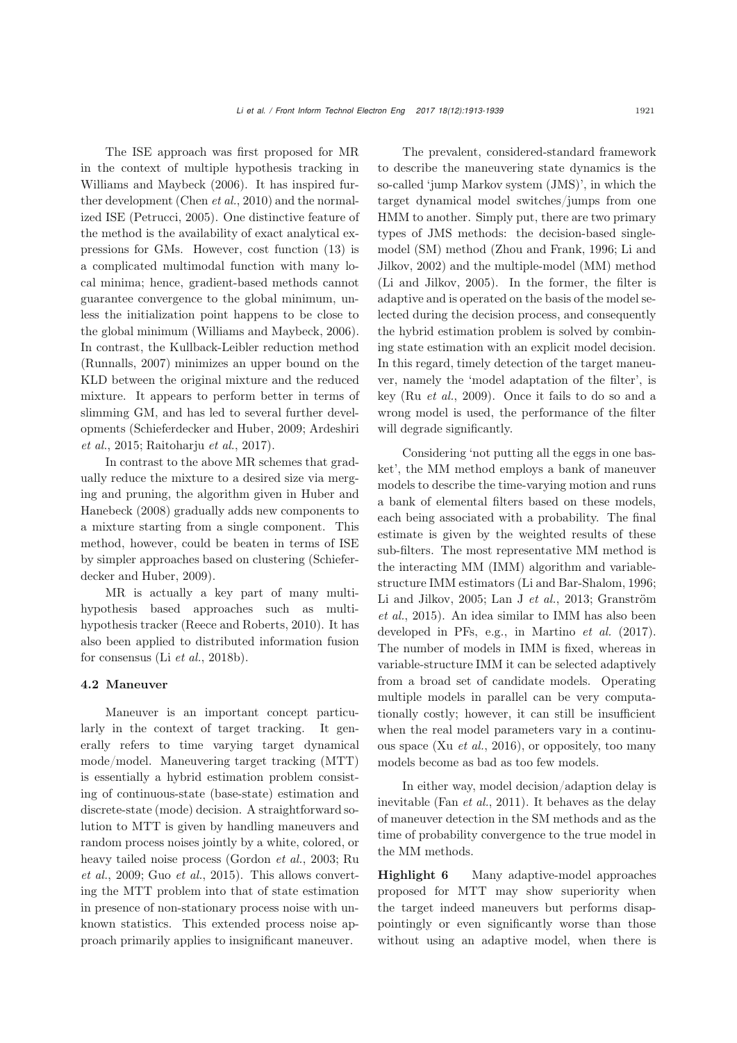The ISE approach was first proposed for MR in the context of multiple hypothesis tracking in Williams and Maybeck (2006). It has inspired further development (Chen *et al.*, 2010) and the normalized ISE (Petrucci, 2005). One distinctive feature of the method is the availability of exact analytical expressions for GMs. However, cost function (13) is a complicated multimodal function with many local minima; hence, gradient-based methods cannot guarantee convergence to the global minimum, unless the initialization point happens to be close to the global minimum (Williams and Maybeck, 2006). In contrast, the Kullback-Leibler reduction method (Runnalls, 2007) minimizes an upper bound on the KLD between the original mixture and the reduced mixture. It appears to perform better in terms of slimming GM, and has led to several further developments (Schieferdecker and Huber, 2009; Ardeshiri *et al.*, 2015; Raitoharju *et al.*, 2017).

In contrast to the above MR schemes that gradually reduce the mixture to a desired size via merging and pruning, the algorithm given in Huber and Hanebeck (2008) gradually adds new components to a mixture starting from a single component. This method, however, could be beaten in terms of ISE by simpler approaches based on clustering (Schieferdecker and Huber, 2009).

MR is actually a key part of many multi-hypothesis based approaches such as multi-hypothesis tracker (Reece and Roberts, 2010). It has also been applied to distributed information fusion for consensus (Li *et al.*, 2018b).

### 4.2 Maneuver

Maneuver is an important concept particularly in the context of target tracking. It generally refers to time varying target dynamical mode/model. Maneuvering target tracking (MTT) is essentially a hybrid estimation problem consisting of continuous-state (base-state) estimation and discrete-state (mode) decision. A straightforward solution to MTT is given by handling maneuvers and random process noises jointly by a white, colored, or heavy tailed noise process (Gordon *et al.*, 2003; Ru *et al.*, 2009; Guo *et al.*, 2015). This allows converting the MTT problem into that of state estimation in presence of non-stationary process noise with unknown statistics. This extended process noise approach primarily applies to insignificant maneuver.

The prevalent, considered-standard framework to describe the maneuvering state dynamics is the so-called 'jump Markov system (JMS)', in which the target dynamical model switches/jumps from one HMM to another. Simply put, there are two primary types of JMS methods: the decision-based single-model (SM) method (Zhou and Frank, 1996; Li and Jilkov, 2002) and the multiple-model (MM) method (Li and Jilkov, 2005). In the former, the filter is adaptive and is operated on the basis of the model selected during the decision process, and consequently the hybrid estimation problem is solved by combining state estimation with an explicit model decision. In this regard, timely detection of the target maneuver, namely the 'model adaptation of the filter', is key (Ru *et al.*, 2009). Once it fails to do so and a wrong model is used, the performance of the filter will degrade significantly.

Considering 'not putting all the eggs in one basket', the MM method employs a bank of maneuver models to describe the time-varying motion and runs a bank of elemental filters based on these models, each being associated with a probability. The final estimate is given by the weighted results of these sub-filters. The most representative MM method is the interacting MM (IMM) algorithm and variable-structure IMM estimators (Li and Bar-Shalom, 1996; Li and Jilkov, 2005; Lan J *et al.*, 2013; Granström *et al.*, 2015). An idea similar to IMM has also been developed in PFs, e.g., in Martino *et al.* (2017). The number of models in IMM is fixed, whereas in variable-structure IMM it can be selected adaptively from a broad set of candidate models. Operating multiple models in parallel can be very computationally costly; however, it can still be insufficient when the real model parameters vary in a continuous space (Xu *et al.*, 2016), or oppositely, too many models become as bad as too few models.

In either way, model decision/adaption delay is inevitable (Fan *et al.*, 2011). It behaves as the delay of maneuver detection in the SM methods and as the time of probability convergence to the true model in the MM methods.

**Highlight 6** Many adaptive-model approaches proposed for MTT may show superiority when the target indeed maneuvers but performs disappointingly or even significantly worse than those without using an adaptive model, when there is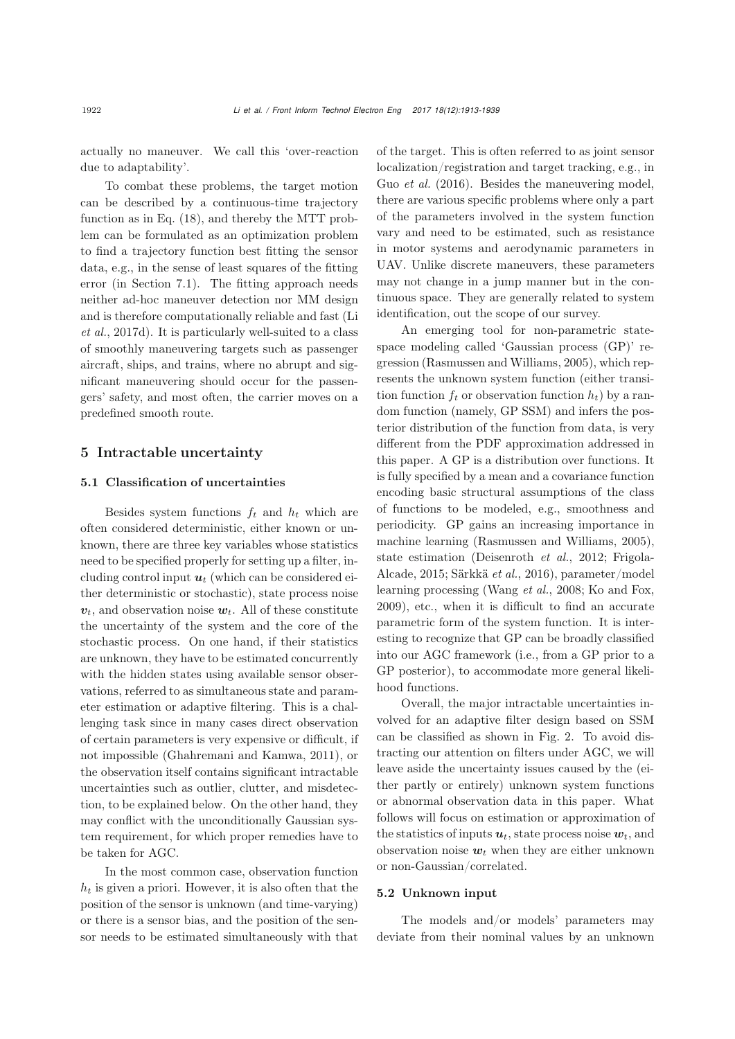actually no maneuver. We call this 'over-reaction due to adaptability'.

To combat these problems, the target motion can be described by a continuous-time trajectory function as in Eq. (18), and thereby the MTT problem can be formulated as an optimization problem to find a trajectory function best fitting the sensor data, e.g., in the sense of least squares of the fitting error (in Section 7.1). The fitting approach needs neither ad-hoc maneuver detection nor MM design and is therefore computationally reliable and fast (Li *et al.*, 2017d). It is particularly well-suited to a class of smoothly maneuvering targets such as passenger aircraft, ships, and trains, where no abrupt and significant maneuvering should occur for the passengers' safety, and most often, the carrier moves on a predefined smooth route.

## 5 Intractable uncertainty

### 5.1 Classification of uncertainties

Besides system functions $f_t$ and $h_t$ which are often considered deterministic, either known or unknown, there are three key variables whose statistics need to be specified properly for setting up a filter, including control input $\boldsymbol{u}_t$ (which can be considered either deterministic or stochastic), state process noise $\boldsymbol{v}_t$, and observation noise $\boldsymbol{w}_t$. All of these constitute the uncertainty of the system and the core of the stochastic process. On one hand, if their statistics are unknown, they have to be estimated concurrently with the hidden states using available sensor observations, referred to as simultaneous state and parameter estimation or adaptive filtering. This is a challenging task since in many cases direct observation of certain parameters is very expensive or difficult, if not impossible (Ghahremani and Kamwa, 2011), or the observation itself contains significant intractable uncertainties such as outlier, clutter, and misdetection, to be explained below. On the other hand, they may conflict with the unconditionally Gaussian system requirement, for which proper remedies have to be taken for AGC.

In the most common case, observation function $h_t$ is given a priori. However, it is also often that the position of the sensor is unknown (and time-varying) or there is a sensor bias, and the position of the sensor needs to be estimated simultaneously with that of the target. This is often referred to as joint sensor localization/registration and target tracking, e.g., in Guo *et al.* (2016). Besides the maneuvering model, there are various specific problems where only a part of the parameters involved in the system function vary and need to be estimated, such as resistance in motor systems and aerodynamic parameters in UAV. Unlike discrete maneuvers, these parameters may not change in a jump manner but in the continuous space. They are generally related to system identification, out the scope of our survey.

An emerging tool for non-parametric state-space modeling called 'Gaussian process (GP)' regression (Rasmussen and Williams, 2005), which represents the unknown system function (either transition function $f_t$ or observation function $h_t$) by a random function (namely, GP SSM) and infers the posterior distribution of the function from data, is very different from the PDF approximation addressed in this paper. A GP is a distribution over functions. It is fully specified by a mean and a covariance function encoding basic structural assumptions of the class of functions to be modeled, e.g., smoothness and periodicity. GP gains an increasing importance in machine learning (Rasmussen and Williams, 2005), state estimation (Deisenroth *et al.*, 2012; Frigola-Alcade, 2015; Särkkä *et al.*, 2016), parameter/model learning processing (Wang *et al.*, 2008; Ko and Fox, 2009), etc., when it is difficult to find an accurate parametric form of the system function. It is interesting to recognize that GP can be broadly classified into our AGC framework (i.e., from a GP prior to a GP posterior), to accommodate more general likelihood functions.

Overall, the major intractable uncertainties involved for an adaptive filter design based on SSM can be classified as shown in Fig. 2. To avoid distracting our attention on filters under AGC, we will leave aside the uncertainty issues caused by the (either partly or entirely) unknown system functions or abnormal observation data in this paper. What follows will focus on estimation or approximation of the statistics of inputs $\boldsymbol{u}_t$, state process noise $\boldsymbol{w}_t$, and observation noise $\boldsymbol{w}_t$ when they are either unknown or non-Gaussian/correlated.

### 5.2 Unknown input

The models and/or models' parameters may deviate from their nominal values by an unknown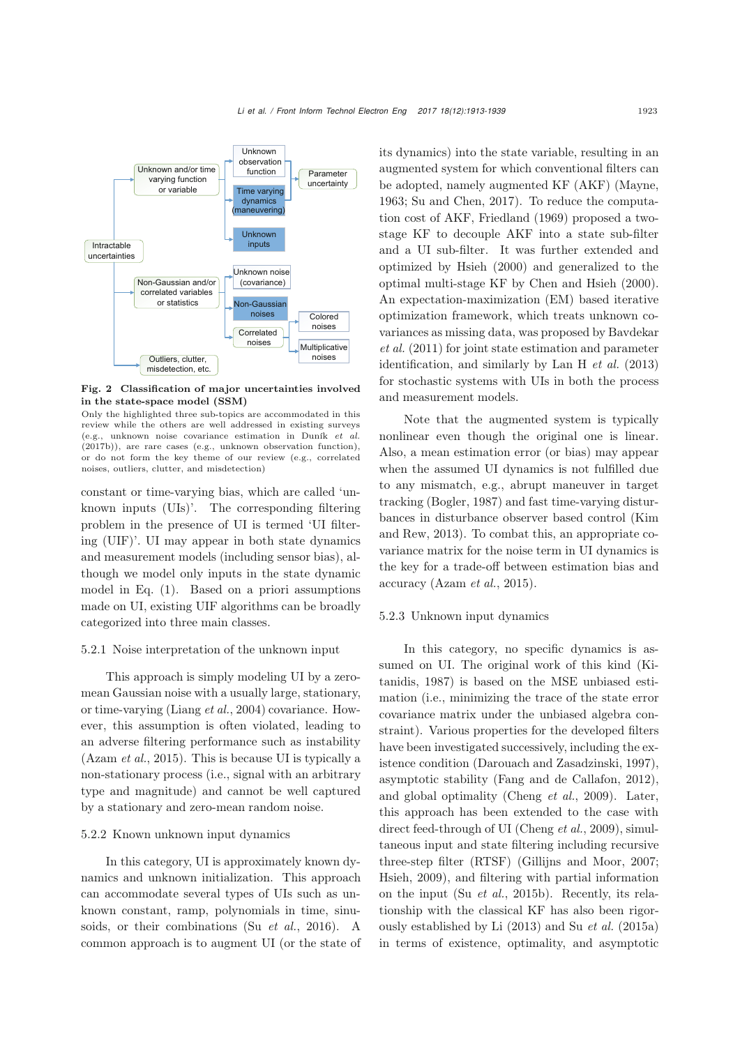Fig. 2 **Classification of major uncertainties involved in the state-space model (SSM)**

Only the highlighted three sub-topics are accommodated in this review while the others are well addressed in existing surveys (e.g., unknown noise covariance estimation in Duník *et al.* (2017b)), are rare cases (e.g., unknown observation function), or do not form the key theme of our review (e.g., correlated noises, outliers, clutter, and misdetection)

constant or time-varying bias, which are called 'unknown inputs (UIs)'. The corresponding filtering problem in the presence of UI is termed 'UI filtering (UIF)'. UI may appear in both state dynamics and measurement models (including sensor bias), although we model only inputs in the state dynamic model in Eq. (1). Based on a priori assumptions made on UI, existing UIF algorithms can be broadly categorized into three main classes.

### 5.2.1 Noise interpretation of the unknown input

This approach is simply modeling UI by a zero-mean Gaussian noise with a usually large, stationary, or time-varying (Liang *et al.*, 2004) covariance. However, this assumption is often violated, leading to an adverse filtering performance such as instability (Azam *et al.*, 2015). This is because UI is typically a non-stationary process (i.e., signal with an arbitrary type and magnitude) and cannot be well captured by a stationary and zero-mean random noise.

### 5.2.2 Known unknown input dynamics

In this category, UI is approximately known dynamics and unknown initialization. This approach can accommodate several types of UIs such as unknown constant, ramp, polynomials in time, sinusoids, or their combinations (Su *et al.*, 2016). A common approach is to augment UI (or the state of its dynamics) into the state variable, resulting in an augmented system for which conventional filters can be adopted, namely augmented KF (AKF) (Mayne, 1963; Su and Chen, 2017). To reduce the computation cost of AKF, Friedland (1969) proposed a two-stage KF to decouple AKF into a state sub-filter and a UI sub-filter. It was further extended and optimized by Hsieh (2000) and generalized to the optimal multi-stage KF by Chen and Hsieh (2000). An expectation-maximization (EM) based iterative optimization framework, which treats unknown covariances as missing data, was proposed by Bavdekar *et al.* (2011) for joint state estimation and parameter identification, and similarly by Lan H *et al.* (2013) for stochastic systems with UIs in both the process and measurement models.

Note that the augmented system is typically nonlinear even though the original one is linear. Also, a mean estimation error (or bias) may appear when the assumed UI dynamics is not fulfilled due to any mismatch, e.g., abrupt maneuver in target tracking (Bogler, 1987) and fast time-varying disturbances in disturbance observer based control (Kim and Rew, 2013). To combat this, an appropriate covariance matrix for the noise term in UI dynamics is the key for a trade-off between estimation bias and accuracy (Azam *et al.*, 2015).

### 5.2.3 Unknown input dynamics

In this category, no specific dynamics is assumed on UI. The original work of this kind (Kitanidis, 1987) is based on the MSE unbiased estimation (i.e., minimizing the trace of the state error covariance matrix under the unbiased algebra constraint). Various properties for the developed filters have been investigated successively, including the existence condition (Darouach and Zasadzinski, 1997), asymptotic stability (Fang and de Callafon, 2012), and global optimality (Cheng *et al.*, 2009). Later, this approach has been extended to the case with direct feed-through of UI (Cheng *et al.*, 2009), simultaneous input and state filtering including recursive three-step filter (RTSF) (Gillijns and Moor, 2007; Hsieh, 2009), and filtering with partial information on the input (Su *et al.*, 2015b). Recently, its relationship with the classical KF has also been rigorously established by Li (2013) and Su *et al.* (2015a) in terms of existence, optimality, and asymptotic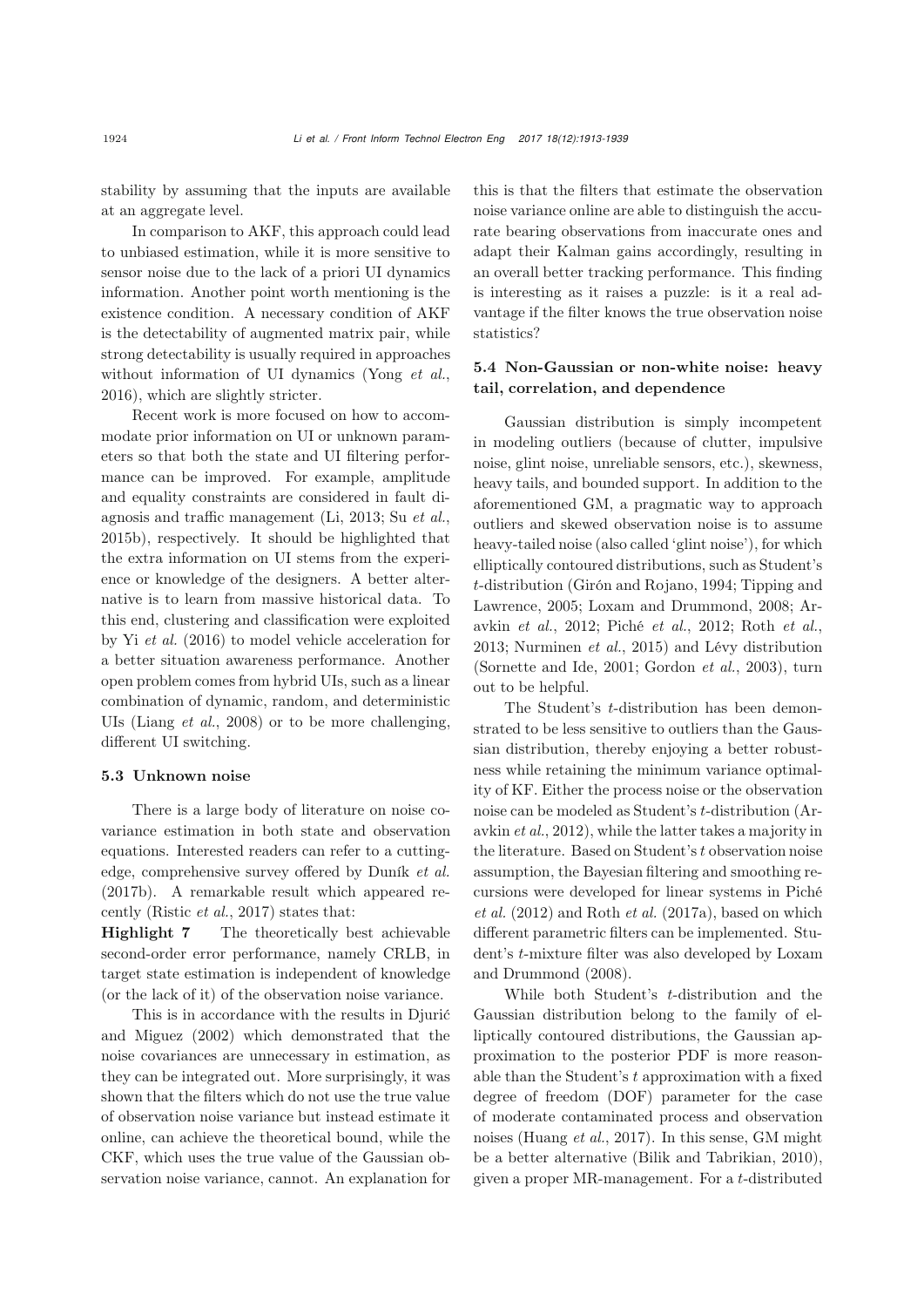stability by assuming that the inputs are available at an aggregate level.

In comparison to AKF, this approach could lead to unbiased estimation, while it is more sensitive to sensor noise due to the lack of a priori UI dynamics information. Another point worth mentioning is the existence condition. A necessary condition of AKF is the detectability of augmented matrix pair, while strong detectability is usually required in approaches without information of UI dynamics (Yong *et al.*, 2016), which are slightly stricter.

Recent work is more focused on how to accommodate prior information on UI or unknown parameters so that both the state and UI filtering performance can be improved. For example, amplitude and equality constraints are considered in fault diagnosis and traffic management (Li, 2013; Su *et al.*, 2015b), respectively. It should be highlighted that the extra information on UI stems from the experience or knowledge of the designers. A better alternative is to learn from massive historical data. To this end, clustering and classification were exploited by Yi *et al.* (2016) to model vehicle acceleration for a better situation awareness performance. Another open problem comes from hybrid UIs, such as a linear combination of dynamic, random, and deterministic UIs (Liang *et al.*, 2008) or to be more challenging, different UI switching.

### 5.3 Unknown noise

There is a large body of literature on noise covariance estimation in both state and observation equations. Interested readers can refer to a cutting-edge, comprehensive survey offered by Duník *et al.* (2017b). A remarkable result which appeared recently (Ristic *et al.*, 2017) states that:

**Highlight 7** The theoretically best achievable second-order error performance, namely CRLB, in target state estimation is independent of knowledge (or the lack of it) of the observation noise variance.

This is in accordance with the results in Djurić and Miguez (2002) which demonstrated that the noise covariances are unnecessary in estimation, as they can be integrated out. More surprisingly, it was shown that the filters which do not use the true value of observation noise variance but instead estimate it online, can achieve the theoretical bound, while the CKF, which uses the true value of the Gaussian observation noise variance, cannot. An explanation for this is that the filters that estimate the observation noise variance online are able to distinguish the accurate bearing observations from inaccurate ones and adapt their Kalman gains accordingly, resulting in an overall better tracking performance. This finding is interesting as it raises a puzzle: is it a real advantage if the filter knows the true observation noise statistics?

### 5.4 Non-Gaussian or non-white noise: heavy tail, correlation, and dependence

Gaussian distribution is simply incompetent in modeling outliers (because of clutter, impulsive noise, glint noise, unreliable sensors, etc.), skewness, heavy tails, and bounded support. In addition to the aforementioned GM, a pragmatic way to approach outliers and skewed observation noise is to assume heavy-tailed noise (also called 'glint noise'), for which elliptically contoured distributions, such as Student's $t$-distribution (Girón and Rojano, 1994; Tipping and Lawrence, 2005; Loxam and Drummond, 2008; Aravkin *et al.*, 2012; Piché *et al.*, 2012; Roth *et al.*, 2013; Nurminen *et al.*, 2015) and Lévy distribution (Sornette and Ide, 2001; Gordon *et al.*, 2003), turn out to be helpful.

The Student's $t$-distribution has been demonstrated to be less sensitive to outliers than the Gaussian distribution, thereby enjoying a better robustness while retaining the minimum variance optimality of KF. Either the process noise or the observation noise can be modeled as Student's $t$-distribution (Aravkin *et al.*, 2012), while the latter takes a majority in the literature. Based on Student's $t$ observation noise assumption, the Bayesian filtering and smoothing recursions were developed for linear systems in Piché *et al.* (2012) and Roth *et al.* (2017a), based on which different parametric filters can be implemented. Student's $t$-mixture filter was also developed by Loxam and Drummond (2008).

While both Student's $t$-distribution and the Gaussian distribution belong to the family of elliptically contoured distributions, the Gaussian approximation to the posterior PDF is more reasonable than the Student's $t$ approximation with a fixed degree of freedom (DOF) parameter for the case of moderate contaminated process and observation noises (Huang *et al.*, 2017). In this sense, GM might be a better alternative (Bilik and Tabrikian, 2010), given a proper MR-management. For a $t$-distributed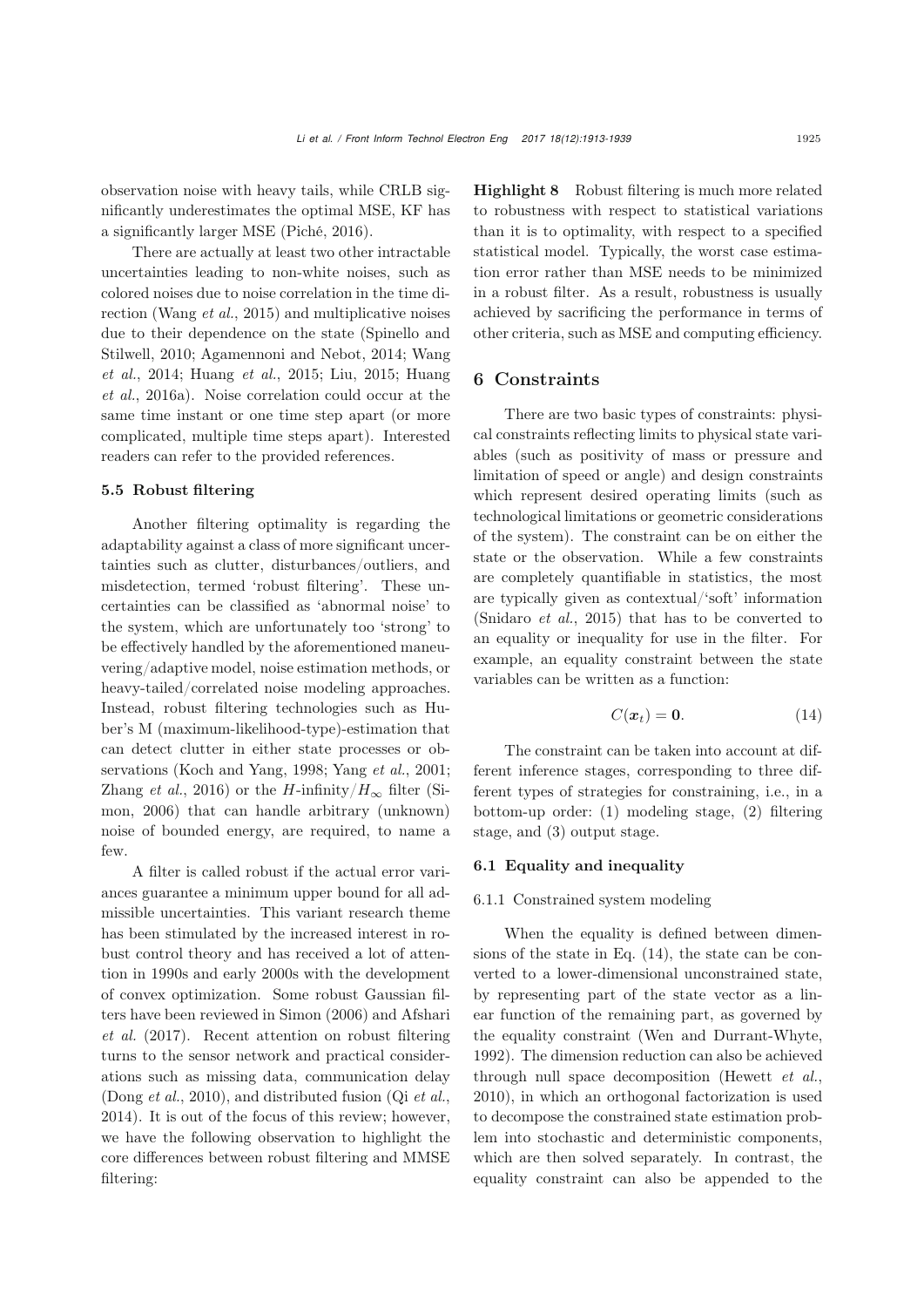observation noise with heavy tails, while CRLB significantly underestimates the optimal MSE, KF has a significantly larger MSE (Piché, 2016).

There are actually at least two other intractable uncertainties leading to non-white noises, such as colored noises due to noise correlation in the time direction (Wang *et al.*, 2015) and multiplicative noises due to their dependence on the state (Spinello and Stilwell, 2010; Agamennoni and Nebot, 2014; Wang *et al.*, 2014; Huang *et al.*, 2015; Liu, 2015; Huang *et al.*, 2016a). Noise correlation could occur at the same time instant or one time step apart (or more complicated, multiple time steps apart). Interested readers can refer to the provided references.

### 5.5 Robust filtering

Another filtering optimality is regarding the adaptability against a class of more significant uncertainties such as clutter, disturbances/outliers, and misdetection, termed 'robust filtering'. These uncertainties can be classified as 'abnormal noise' to the system, which are unfortunately too 'strong' to be effectively handled by the aforementioned maneuvering/adaptive model, noise estimation methods, or heavy-tailed/correlated noise modeling approaches. Instead, robust filtering technologies such as Huber's M (maximum-likelihood-type)-estimation that can detect clutter in either state processes or observations (Koch and Yang, 1998; Yang *et al.*, 2001; Zhang *et al.*, 2016) or the $H$-infinity/$H_\infty$ filter (Simon, 2006) that can handle arbitrary (unknown) noise of bounded energy, are required, to name a few.

A filter is called robust if the actual error variances guarantee a minimum upper bound for all admissible uncertainties. This variant research theme has been stimulated by the increased interest in robust control theory and has received a lot of attention in 1990s and early 2000s with the development of convex optimization. Some robust Gaussian filters have been reviewed in Simon (2006) and Afshari *et al.* (2017). Recent attention on robust filtering turns to the sensor network and practical considerations such as missing data, communication delay (Dong *et al.*, 2010), and distributed fusion (Qi *et al.*, 2014). It is out of the focus of this review; however, we have the following observation to highlight the core differences between robust filtering and MMSE filtering:

**Highlight 8** Robust filtering is much more related to robustness with respect to statistical variations than it is to optimality, with respect to a specified statistical model. Typically, the worst case estimation error rather than MSE needs to be minimized in a robust filter. As a result, robustness is usually achieved by sacrificing the performance in terms of other criteria, such as MSE and computing efficiency.

## 6 Constraints

There are two basic types of constraints: physical constraints reflecting limits to physical state variables (such as positivity of mass or pressure and limitation of speed or angle) and design constraints which represent desired operating limits (such as technological limitations or geometric considerations of the system). The constraint can be on either the state or the observation. While a few constraints are completely quantifiable in statistics, the most are typically given as contextual/'soft' information (Snidaro *et al.*, 2015) that has to be converted to an equality or inequality for use in the filter. For example, an equality constraint between the state variables can be written as a function:

$$C(\boldsymbol{x}_t) = \mathbf{0}. \tag{14}$$

The constraint can be taken into account at different inference stages, corresponding to three different types of strategies for constraining, i.e., in a bottom-up order: (1) modeling stage, (2) filtering stage, and (3) output stage.

### 6.1 Equality and inequality

#### 6.1.1 Constrained system modeling

When the equality is defined between dimensions of the state in Eq. (14), the state can be converted to a lower-dimensional unconstrained state, by representing part of the state vector as a linear function of the remaining part, as governed by the equality constraint (Wen and Durrant-Whyte, 1992). The dimension reduction can also be achieved through null space decomposition (Hewett *et al.*, 2010), in which an orthogonal factorization is used to decompose the constrained state estimation problem into stochastic and deterministic components, which are then solved separately. In contrast, the equality constraint can also be appended to the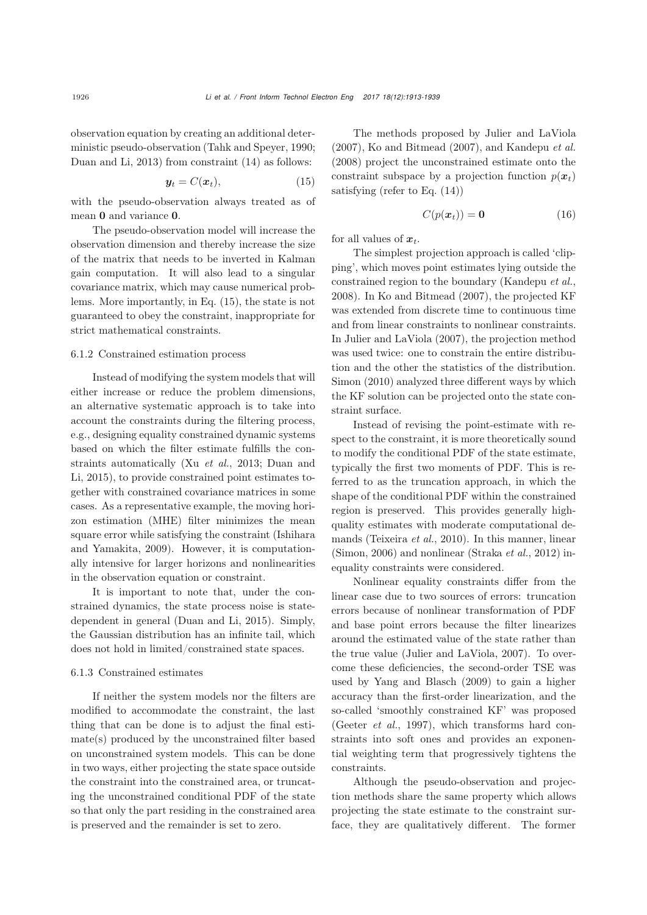observation equation by creating an additional deterministic pseudo-observation (Tahk and Speyer, 1990; Duan and Li, 2013) from constraint (14) as follows:

$$\boldsymbol{y}_t = C(\boldsymbol{x}_t), \tag{15}$$

with the pseudo-observation always treated as of mean $\mathbf{0}$ and variance $\mathbf{0}$.

The pseudo-observation model will increase the observation dimension and thereby increase the size of the matrix that needs to be inverted in Kalman gain computation. It will also lead to a singular covariance matrix, which may cause numerical problems. More importantly, in Eq. (15), the state is not guaranteed to obey the constraint, inappropriate for strict mathematical constraints.

#### 6.1.2 Constrained estimation process

Instead of modifying the system models that will either increase or reduce the problem dimensions, an alternative systematic approach is to take into account the constraints during the filtering process, e.g., designing equality constrained dynamic systems based on which the filter estimate fulfills the constraints automatically (Xu *et al.*, 2013; Duan and Li, 2015), to provide constrained point estimates together with constrained covariance matrices in some cases. As a representative example, the moving horizon estimation (MHE) filter minimizes the mean square error while satisfying the constraint (Ishihara and Yamakita, 2009). However, it is computationally intensive for larger horizons and nonlinearities in the observation equation or constraint.

It is important to note that, under the constrained dynamics, the state process noise is state-dependent in general (Duan and Li, 2015). Simply, the Gaussian distribution has an infinite tail, which does not hold in limited/constrained state spaces.

#### 6.1.3 Constrained estimates

If neither the system models nor the filters are modified to accommodate the constraint, the last thing that can be done is to adjust the final estimate(s) produced by the unconstrained filter based on unconstrained system models. This can be done in two ways, either projecting the state space outside the constraint into the constrained area, or truncating the unconstrained conditional PDF of the state so that only the part residing in the constrained area is preserved and the remainder is set to zero.

The methods proposed by Julier and LaViola (2007), Ko and Bitmead (2007), and Kandepu *et al.* (2008) project the unconstrained estimate onto the constraint subspace by a projection function $p(\boldsymbol{x}_t)$ satisfying (refer to Eq. (14))

$$C(p(\boldsymbol{x}_t)) = \mathbf{0} \tag{16}$$

for all values of $\boldsymbol{x}_t$.

The simplest projection approach is called 'clipping', which moves point estimates lying outside the constrained region to the boundary (Kandepu *et al.*, 2008). In Ko and Bitmead (2007), the projected KF was extended from discrete time to continuous time and from linear constraints to nonlinear constraints. In Julier and LaViola (2007), the projection method was used twice: one to constrain the entire distribution and the other the statistics of the distribution. Simon (2010) analyzed three different ways by which the KF solution can be projected onto the state constraint surface.

Instead of revising the point-estimate with respect to the constraint, it is more theoretically sound to modify the conditional PDF of the state estimate, typically the first two moments of PDF. This is referred to as the truncation approach, in which the shape of the conditional PDF within the constrained region is preserved. This provides generally high-quality estimates with moderate computational demands (Teixeira *et al.*, 2010). In this manner, linear (Simon, 2006) and nonlinear (Straka *et al.*, 2012) inequality constraints were considered.

Nonlinear equality constraints differ from the linear case due to two sources of errors: truncation errors because of nonlinear transformation of PDF and base point errors because the filter linearizes around the estimated value of the state rather than the true value (Julier and LaViola, 2007). To overcome these deficiencies, the second-order TSE was used by Yang and Blasch (2009) to gain a higher accuracy than the first-order linearization, and the so-called 'smoothly constrained KF' was proposed (Geeter *et al.*, 1997), which transforms hard constraints into soft ones and provides an exponential weighting term that progressively tightens the constraints.

Although the pseudo-observation and projection methods share the same property which allows projecting the state estimate to the constraint surface, they are qualitatively different. The former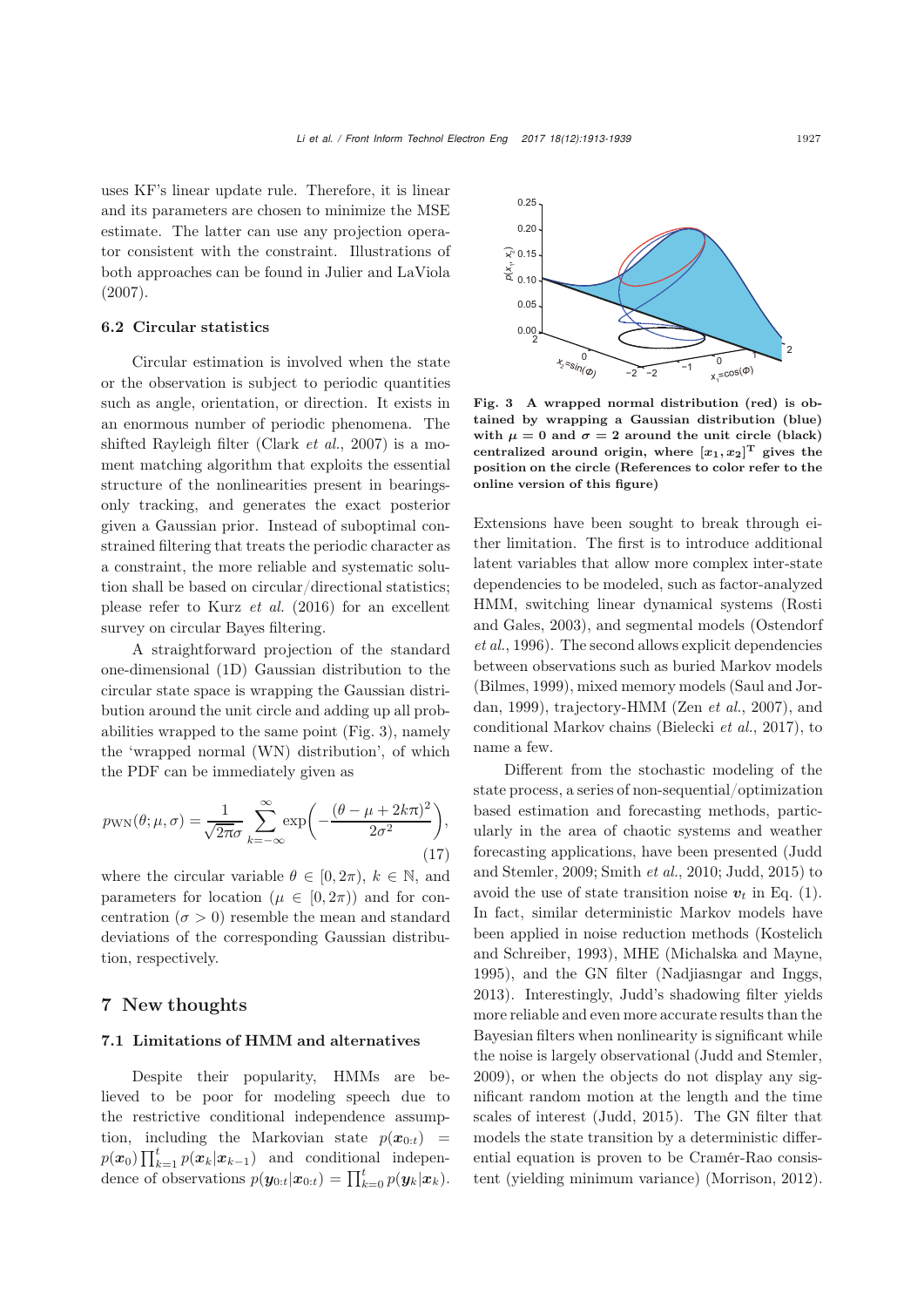uses KF's linear update rule. Therefore, it is linear and its parameters are chosen to minimize the MSE estimate. The latter can use any projection operator consistent with the constraint. Illustrations of both approaches can be found in Julier and LaViola (2007).

### 6.2 Circular statistics

Circular estimation is involved when the state or the observation is subject to periodic quantities such as angle, orientation, or direction. It exists in an enormous number of periodic phenomena. The shifted Rayleigh filter (Clark *et al.*, 2007) is a moment matching algorithm that exploits the essential structure of the nonlinearities present in bearings-only tracking, and generates the exact posterior given a Gaussian prior. Instead of suboptimal constrained filtering that treats the periodic character as a constraint, the more reliable and systematic solution shall be based on circular/directional statistics; please refer to Kurz *et al.* (2016) for an excellent survey on circular Bayes filtering.

A straightforward projection of the standard one-dimensional (1D) Gaussian distribution to the circular state space is wrapping the Gaussian distribution around the unit circle and adding up all probabilities wrapped to the same point (Fig. 3), namely the 'wrapped normal (WN) distribution', of which the PDF can be immediately given as

$$p_{\mathrm{WN}}(\theta;\mu,\sigma)=\frac{1}{\sqrt{2\pi}\sigma}\sum_{k=-\infty}^{\infty}\exp\left(-\frac{(\theta-\mu+2k\pi)^2}{2\sigma^2}\right), \tag{17}$$

where the circular variable $\theta\in[0,2\pi)$, $k\in\mathbb{N}$, and parameters for location ($\mu\in[0,2\pi)$) and for concentration ($\sigma>0$) resemble the mean and standard deviations of the corresponding Gaussian distribution, respectively.

**Fig. 3 A wrapped normal distribution (red) is obtained by wrapping a Gaussian distribution (blue) with $\mu=0$ and $\sigma=2$ around the unit circle (black) centralized around origin, where $[x_1,x_2]^{\mathrm{T}}$ gives the position on the circle (References to color refer to the online version of this figure)**

## 7 New thoughts

### 7.1 Limitations of HMM and alternatives

Despite their popularity, HMMs are believed to be poor for modeling speech due to the restrictive conditional independence assumption, including the Markovian state $p(\boldsymbol{x}_{0:t})=p(\boldsymbol{x}_0)\prod_{k=1}^{t}p(\boldsymbol{x}_k|\boldsymbol{x}_{k-1})$ and conditional independence of observations $p(\boldsymbol{y}_{0:t}|\boldsymbol{x}_{0:t})=\prod_{k=0}^{t}p(\boldsymbol{y}_k|\boldsymbol{x}_k)$. Extensions have been sought to break through either limitation. The first is to introduce additional latent variables that allow more complex inter-state dependencies to be modeled, such as factor-analyzed HMM, switching linear dynamical systems (Rosti and Gales, 2003), and segmental models (Ostendorf *et al.*, 1996). The second allows explicit dependencies between observations such as buried Markov models (Bilmes, 1999), mixed memory models (Saul and Jordan, 1999), trajectory-HMM (Zen *et al.*, 2007), and conditional Markov chains (Bielecki *et al.*, 2017), to name a few.

Different from the stochastic modeling of the state process, a series of non-sequential/optimization based estimation and forecasting methods, particularly in the area of chaotic systems and weather forecasting applications, have been presented (Judd and Stemler, 2009; Smith *et al.*, 2010; Judd, 2015) to avoid the use of state transition noise $\boldsymbol{v}_t$ in Eq. (1). In fact, similar deterministic Markov models have been applied in noise reduction methods (Kostelich and Schreiber, 1993), MHE (Michalska and Mayne, 1995), and the GN filter (Nadjiasngar and Inggs, 2013). Interestingly, Judd's shadowing filter yields more reliable and even more accurate results than the Bayesian filters when nonlinearity is significant while the noise is largely observational (Judd and Stemler, 2009), or when the objects do not display any significant random motion at the length and the time scales of interest (Judd, 2015). The GN filter that models the state transition by a deterministic differential equation is proven to be Cramér-Rao consistent (yielding minimum variance) (Morrison, 2012).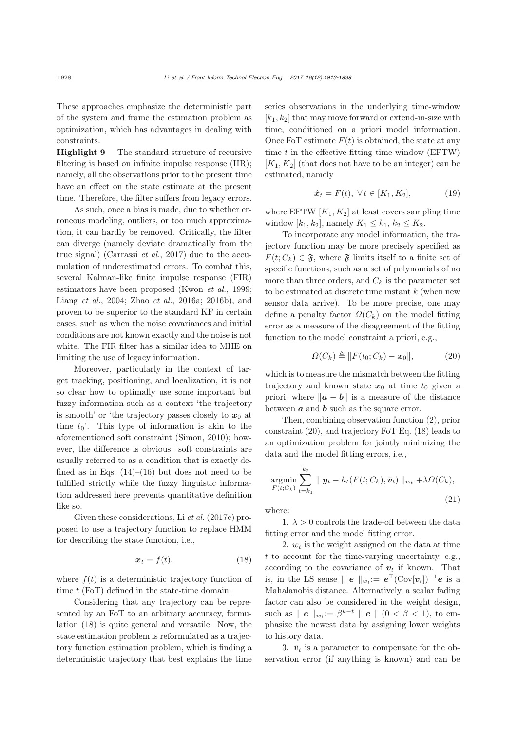These approaches emphasize the deterministic part of the system and frame the estimation problem as optimization, which has advantages in dealing with constraints.

**Highlight 9** The standard structure of recursive filtering is based on infinite impulse response (IIR); namely, all the observations prior to the present time have an effect on the state estimate at the present time. Therefore, the filter suffers from legacy errors.

As such, once a bias is made, due to whether erroneous modeling, outliers, or too much approximation, it can hardly be removed. Critically, the filter can diverge (namely deviate dramatically from the true signal) (Carrassi *et al.*, 2017) due to the accumulation of underestimated errors. To combat this, several Kalman-like finite impulse response (FIR) estimators have been proposed (Kwon *et al.*, 1999; Liang *et al.*, 2004; Zhao *et al.*, 2016a; 2016b), and proven to be superior to the standard KF in certain cases, such as when the noise covariances and initial conditions are not known exactly and the noise is not white. The FIR filter has a similar idea to MHE on limiting the use of legacy information.

Moreover, particularly in the context of target tracking, positioning, and localization, it is not so clear how to optimally use some important but fuzzy information such as a context 'the trajectory is smooth' or 'the trajectory passes closely to $\boldsymbol{x}_0$ at time $t_0$'. This type of information is akin to the aforementioned soft constraint (Simon, 2010); however, the difference is obvious: soft constraints are usually referred to as a condition that is exactly defined as in Eqs. (14)–(16) but does not need to be fulfilled strictly while the fuzzy linguistic information addressed here prevents quantitative definition like so.

Given these considerations, Li *et al.* (2017c) proposed to use a trajectory function to replace HMM for describing the state function, i.e.,

$$\boldsymbol{x}_t = f(t), \tag{18}$$

where $f(t)$ is a deterministic trajectory function of time $t$ (FoT) defined in the state-time domain.

Considering that any trajectory can be represented by an FoT to an arbitrary accuracy, formulation (18) is quite general and versatile. Now, the state estimation problem is reformulated as a trajectory function estimation problem, which is finding a deterministic trajectory that best explains the time series observations in the underlying time-window $[k_1, k_2]$ that may move forward or extend-in-size with time, conditioned on a priori model information. Once FoT estimate $F(t)$ is obtained, the state at any time $t$ in the effective fitting time window (EFTW) $[K_1, K_2]$ (that does not have to be an integer) can be estimated, namely

$$\hat{\boldsymbol{x}}_t = F(t),\ \forall t \in [K_1, K_2], \tag{19}$$

where EFTW $[K_1, K_2]$ at least covers sampling time window $[k_1, k_2]$, namely $K_1 \le k_1$, $k_2 \le K_2$.

To incorporate any model information, the trajectory function may be more precisely specified as $F(t; C_k) \in \mathfrak{F}$, where $\mathfrak{F}$ limits itself to a finite set of specific functions, such as a set of polynomials of no more than three orders, and $C_k$ is the parameter set to be estimated at discrete time instant $k$ (when new sensor data arrive). To be more precise, one may define a penalty factor $\Omega(C_k)$ on the model fitting error as a measure of the disagreement of the fitting function to the model constraint a priori, e.g.,

$$\Omega(C_k) \triangleq \|F(t_0; C_k) - \boldsymbol{x}_0\|, \tag{20}$$

which is to measure the mismatch between the fitting trajectory and known state $\boldsymbol{x}_0$ at time $t_0$ given a priori, where $\|\boldsymbol{a} - \boldsymbol{b}\|$ is a measure of the distance between $\boldsymbol{a}$ and $\boldsymbol{b}$ such as the square error.

Then, combining observation function (2), prior constraint (20), and trajectory FoT Eq. (18) leads to an optimization problem for jointly minimizing the data and the model fitting errors, i.e.,

$$\underset{F(t;C_k)}{\operatorname{argmin}} \sum_{t=k_1}^{k_2} \| \boldsymbol{y}_t - h_t(F(t; C_k), \bar{\boldsymbol{v}}_t) \|_{w_t} + \lambda \Omega(C_k), \tag{21}$$

where:

1. $\lambda > 0$ controls the trade-off between the data fitting error and the model fitting error.

2. $w_t$ is the weight assigned on the data at time $t$ to account for the time-varying uncertainty, e.g., according to the covariance of $\boldsymbol{v}_t$ if known. That is, in the LS sense $\| \boldsymbol{e} \|_{w_t} := \boldsymbol{e}^{\mathrm{T}}(\mathrm{Cov}[\boldsymbol{v}_t])^{-1}\boldsymbol{e}$ is a Mahalanobis distance. Alternatively, a scalar fading factor can also be considered in the weight design, such as $\| \boldsymbol{e} \|_{w_t} := \beta^{k-t} \| \boldsymbol{e} \|$ $(0 < \beta < 1)$, to emphasize the newest data by assigning lower weights to history data.

3. $\bar{\boldsymbol{v}}_t$ is a parameter to compensate for the observation error (if anything is known) and can be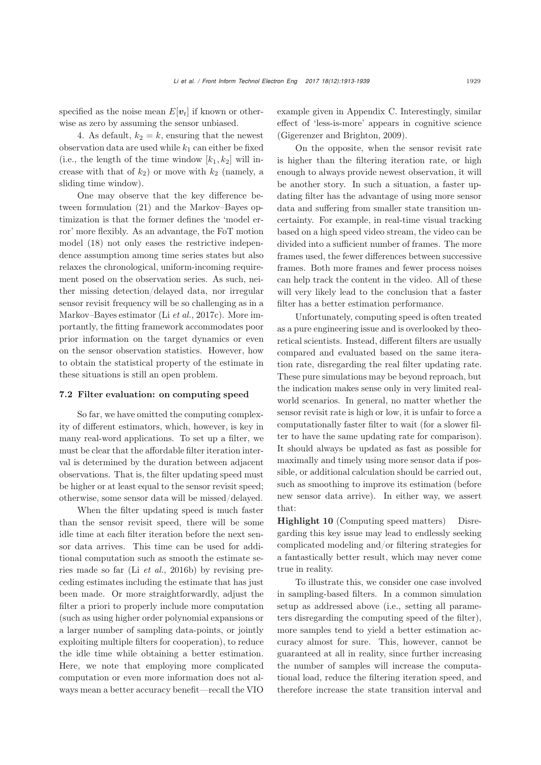specified as the noise mean $E[\boldsymbol{v}_t]$ if known or otherwise as zero by assuming the sensor unbiased.

4. As default, $k_2 = k$, ensuring that the newest observation data are used while $k_1$ can either be fixed (i.e., the length of the time window $[k_1, k_2]$ will increase with that of $k_2$) or move with $k_2$ (namely, a sliding time window).

One may observe that the key difference between formulation (21) and the Markov–Bayes optimization is that the former defines the 'model error' more flexibly. As an advantage, the FoT motion model (18) not only eases the restrictive independence assumption among time series states but also relaxes the chronological, uniform-incoming requirement posed on the observation series. As such, neither missing detection/delayed data, nor irregular sensor revisit frequency will be so challenging as in a Markov–Bayes estimator (Li *et al.*, 2017c). More importantly, the fitting framework accommodates poor prior information on the target dynamics or even on the sensor observation statistics. However, how to obtain the statistical property of the estimate in these situations is still an open problem.

### 7.2 Filter evaluation: on computing speed

So far, we have omitted the computing complexity of different estimators, which, however, is key in many real-word applications. To set up a filter, we must be clear that the affordable filter iteration interval is determined by the duration between adjacent observations. That is, the filter updating speed must be higher or at least equal to the sensor revisit speed; otherwise, some sensor data will be missed/delayed.

When the filter updating speed is much faster than the sensor revisit speed, there will be some idle time at each filter iteration before the next sensor data arrives. This time can be used for additional computation such as smooth the estimate series made so far (Li *et al.*, 2016b) by revising preceding estimates including the estimate that has just been made. Or more straightforwardly, adjust the filter a priori to properly include more computation (such as using higher order polynomial expansions or a larger number of sampling data-points, or jointly exploiting multiple filters for cooperation), to reduce the idle time while obtaining a better estimation. Here, we note that employing more complicated computation or even more information does not always mean a better accuracy benefit—recall the VIO example given in Appendix C. Interestingly, similar effect of 'less-is-more' appears in cognitive science (Gigerenzer and Brighton, 2009).

On the opposite, when the sensor revisit rate is higher than the filtering iteration rate, or high enough to always provide newest observation, it will be another story. In such a situation, a faster updating filter has the advantage of using more sensor data and suffering from smaller state transition uncertainty. For example, in real-time visual tracking based on a high speed video stream, the video can be divided into a sufficient number of frames. The more frames used, the fewer differences between successive frames. Both more frames and fewer process noises can help track the content in the video. All of these will very likely lead to the conclusion that a faster filter has a better estimation performance.

Unfortunately, computing speed is often treated as a pure engineering issue and is overlooked by theoretical scientists. Instead, different filters are usually compared and evaluated based on the same iteration rate, disregarding the real filter updating rate. These pure simulations may be beyond reproach, but the indication makes sense only in very limited real-world scenarios. In general, no matter whether the sensor revisit rate is high or low, it is unfair to force a computationally faster filter to wait (for a slower filter to have the same updating rate for comparison). It should always be updated as fast as possible for maximally and timely using more sensor data if possible, or additional calculation should be carried out, such as smoothing to improve its estimation (before new sensor data arrive). In either way, we assert that:

**Highlight 10** (Computing speed matters) Disregarding this key issue may lead to endlessly seeking complicated modeling and/or filtering strategies for a fantastically better result, which may never come true in reality.

To illustrate this, we consider one case involved in sampling-based filters. In a common simulation setup as addressed above (i.e., setting all parameters disregarding the computing speed of the filter), more samples tend to yield a better estimation accuracy almost for sure. This, however, cannot be guaranteed at all in reality, since further increasing the number of samples will increase the computational load, reduce the filtering iteration speed, and therefore increase the state transition interval and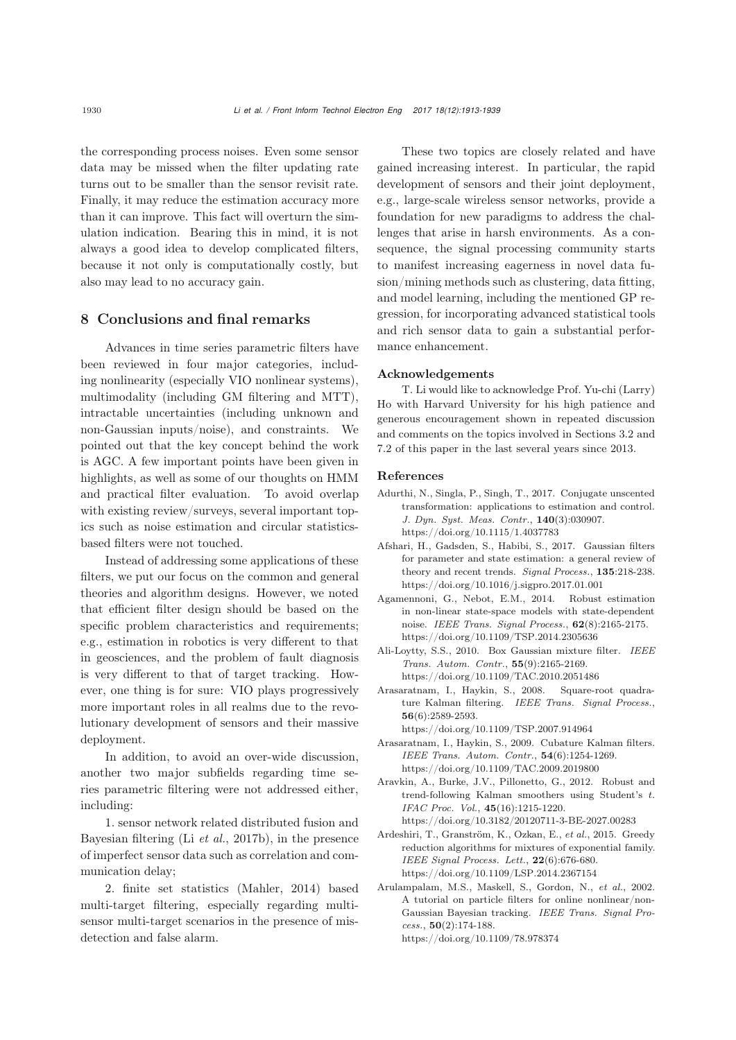the corresponding process noises. Even some sensor data may be missed when the filter updating rate turns out to be smaller than the sensor revisit rate. Finally, it may reduce the estimation accuracy more than it can improve. This fact will overturn the simulation indication. Bearing this in mind, it is not always a good idea to develop complicated filters, because it not only is computationally costly, but also may lead to no accuracy gain.

## 8 Conclusions and final remarks

Advances in time series parametric filters have been reviewed in four major categories, including nonlinearity (especially VIO nonlinear systems), multimodality (including GM filtering and MTT), intractable uncertainties (including unknown and non-Gaussian inputs/noise), and constraints. We pointed out that the key concept behind the work is AGC. A few important points have been given in highlights, as well as some of our thoughts on HMM and practical filter evaluation. To avoid overlap with existing review/surveys, several important topics such as noise estimation and circular statistics-based filters were not touched.

Instead of addressing some applications of these filters, we put our focus on the common and general theories and algorithm designs. However, we noted that efficient filter design should be based on the specific problem characteristics and requirements; e.g., estimation in robotics is very different to that in geosciences, and the problem of fault diagnosis is very different to that of target tracking. However, one thing is for sure: VIO plays progressively more important roles in all realms due to the revolutionary development of sensors and their massive deployment.

In addition, to avoid an over-wide discussion, another two major subfields regarding time series parametric filtering were not addressed either, including:

1. sensor network related distributed fusion and Bayesian filtering (Li *et al.*, 2017b), in the presence of imperfect sensor data such as correlation and communication delay;

2. finite set statistics (Mahler, 2014) based multi-target filtering, especially regarding multi-sensor multi-target scenarios in the presence of misdetection and false alarm.

These two topics are closely related and have gained increasing interest. In particular, the rapid development of sensors and their joint deployment, e.g., large-scale wireless sensor networks, provide a foundation for new paradigms to address the challenges that arise in harsh environments. As a consequence, the signal processing community starts to manifest increasing eagerness in novel data fusion/mining methods such as clustering, data fitting, and model learning, including the mentioned GP regression, for incorporating advanced statistical tools and rich sensor data to gain a substantial performance enhancement.

### Acknowledgements

T. Li would like to acknowledge Prof. Yu-chi (Larry) Ho with Harvard University for his high patience and generous encouragement shown in repeated discussion and comments on the topics involved in Sections 3.2 and 7.2 of this paper in the last several years since 2013.

### References

Adurthi, N., Singla, P., Singh, T., 2017. Conjugate unscented transformation: applications to estimation and control. *J. Dyn. Syst. Meas. Contr.*, **140**(3):030907. https://doi.org/10.1115/1.4037783

Afshari, H., Gadsden, S., Habibi, S., 2017. Gaussian filters for parameter and state estimation: a general review of theory and recent trends. *Signal Process.*, **135**:218-238. https://doi.org/10.1016/j.sigpro.2017.01.001

Agamennoni, G., Nebot, E.M., 2014. Robust estimation in non-linear state-space models with state-dependent noise. *IEEE Trans. Signal Process.*, **62**(8):2165-2175. https://doi.org/10.1109/TSP.2014.2305636

Ali-Loytty, S.S., 2010. Box Gaussian mixture filter. *IEEE Trans. Autom. Contr.*, **55**(9):2165-2169. https://doi.org/10.1109/TAC.2010.2051486

Arasaratnam, I., Haykin, S., 2008. Square-root quadrature Kalman filtering. *IEEE Trans. Signal Process.*, **56**(6):2589-2593. https://doi.org/10.1109/TSP.2007.914964

Arasaratnam, I., Haykin, S., 2009. Cubature Kalman filters. *IEEE Trans. Autom. Contr.*, **54**(6):1254-1269. https://doi.org/10.1109/TAC.2009.2019800

Aravkin, A., Burke, J.V., Pillonetto, G., 2012. Robust and trend-following Kalman smoothers using Student's *t*. *IFAC Proc. Vol.*, **45**(16):1215-1220. https://doi.org/10.3182/20120711-3-BE-2027.00283

Ardeshiri, T., Granström, K., Ozkan, E., *et al.*, 2015. Greedy reduction algorithms for mixtures of exponential family. *IEEE Signal Process. Lett.*, **22**(6):676-680. https://doi.org/10.1109/LSP.2014.2367154

Arulampalam, M.S., Maskell, S., Gordon, N., *et al.*, 2002. A tutorial on particle filters for online nonlinear/non-Gaussian Bayesian tracking. *IEEE Trans. Signal Process.*, **50**(2):174-188. https://doi.org/10.1109/78.978374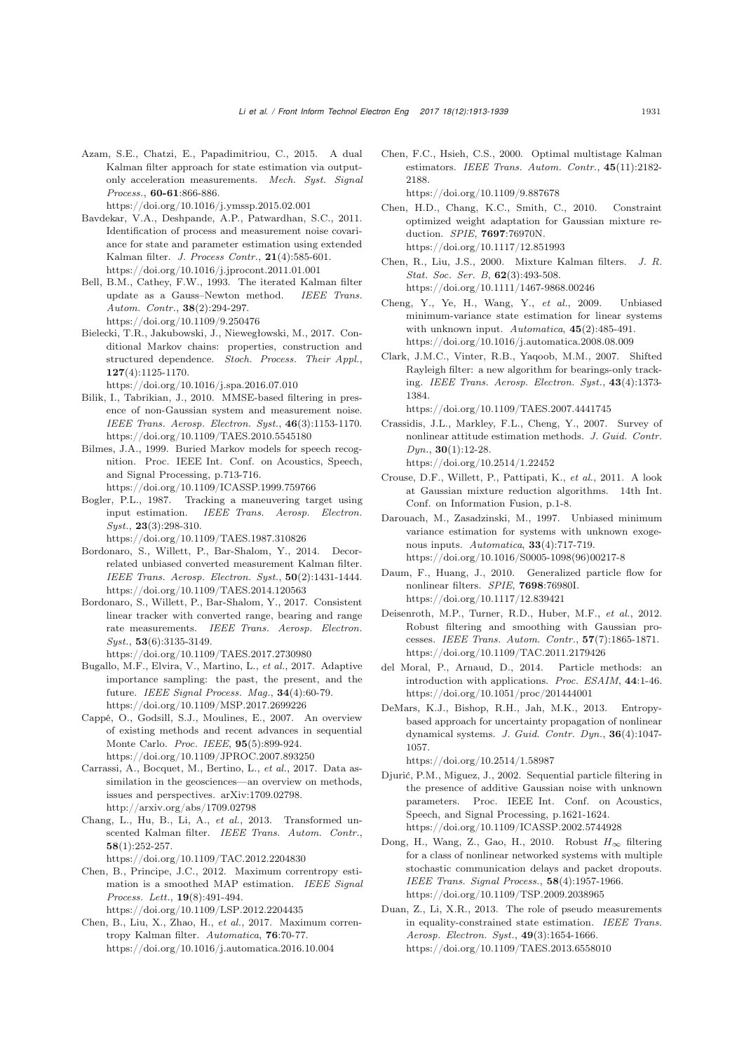Azam, S.E., Chatzi, E., Papadimitriou, C., 2015. A dual Kalman filter approach for state estimation via output-only acceleration measurements. *Mech. Syst. Signal Process.*, **60-61**:866-886. https://doi.org/10.1016/j.ymssp.2015.02.001

Bavdekar, V.A., Deshpande, A.P., Patwardhan, S.C., 2011. Identification of process and measurement noise covariance for state and parameter estimation using extended Kalman filter. *J. Process Contr.*, **21**(4):585-601. https://doi.org/10.1016/j.jprocont.2011.01.001

Bell, B.M., Cathey, F.W., 1993. The iterated Kalman filter update as a Gauss–Newton method. *IEEE Trans. Autom. Contr.*, **38**(2):294-297. https://doi.org/10.1109/9.250476

Bielecki, T.R., Jakubowski, J., Niewęgłowski, M., 2017. Conditional Markov chains: properties, construction and structured dependence. *Stoch. Process. Their Appl.*, **127**(4):1125-1170. https://doi.org/10.1016/j.spa.2016.07.010

Bilik, I., Tabrikian, J., 2010. MMSE-based filtering in presence of non-Gaussian system and measurement noise. *IEEE Trans. Aerosp. Electron. Syst.*, **46**(3):1153-1170. https://doi.org/10.1109/TAES.2010.5545180

Bilmes, J.A., 1999. Buried Markov models for speech recognition. Proc. IEEE Int. Conf. on Acoustics, Speech, and Signal Processing, p.713-716. https://doi.org/10.1109/ICASSP.1999.759766

Bogler, P.L., 1987. Tracking a maneuvering target using input estimation. *IEEE Trans. Aerosp. Electron. Syst.*, **23**(3):298-310. https://doi.org/10.1109/TAES.1987.310826

Bordonaro, S., Willett, P., Bar-Shalom, Y., 2014. Decorrelated unbiased converted measurement Kalman filter. *IEEE Trans. Aerosp. Electron. Syst.*, **50**(2):1431-1444. https://doi.org/10.1109/TAES.2014.120563

Bordonaro, S., Willett, P., Bar-Shalom, Y., 2017. Consistent linear tracker with converted range, bearing and range rate measurements. *IEEE Trans. Aerosp. Electron. Syst.*, **53**(6):3135-3149. https://doi.org/10.1109/TAES.2017.2730980

Bugallo, M.F., Elvira, V., Martino, L., *et al.*, 2017. Adaptive importance sampling: the past, the present, and the future. *IEEE Signal Process. Mag.*, **34**(4):60-79. https://doi.org/10.1109/MSP.2017.2699226

Cappé, O., Godsill, S.J., Moulines, E., 2007. An overview of existing methods and recent advances in sequential Monte Carlo. *Proc. IEEE*, **95**(5):899-924. https://doi.org/10.1109/JPROC.2007.893250

Carrassi, A., Bocquet, M., Bertino, L., *et al.*, 2017. Data assimilation in the geosciences—an overview on methods, issues and perspectives. arXiv:1709.02798. http://arxiv.org/abs/1709.02798

Chang, L., Hu, B., Li, A., *et al.*, 2013. Transformed unscented Kalman filter. *IEEE Trans. Autom. Contr.*, **58**(1):252-257. https://doi.org/10.1109/TAC.2012.2204830

Chen, B., Principe, J.C., 2012. Maximum correntropy estimation is a smoothed MAP estimation. *IEEE Signal Process. Lett.*, **19**(8):491-494. https://doi.org/10.1109/LSP.2012.2204435

Chen, B., Liu, X., Zhao, H., *et al.*, 2017. Maximum correntropy Kalman filter. *Automatica*, **76**:70-77. https://doi.org/10.1016/j.automatica.2016.10.004

Chen, F.C., Hsieh, C.S., 2000. Optimal multistage Kalman estimators. *IEEE Trans. Autom. Contr.*, **45**(11):2182-2188. https://doi.org/10.1109/9.887678

Chen, H.D., Chang, K.C., Smith, C., 2010. Constraint optimized weight adaptation for Gaussian mixture reduction. *SPIE*, **7697**:76970N. https://doi.org/10.1117/12.851993

Chen, R., Liu, J.S., 2000. Mixture Kalman filters. *J. R. Stat. Soc. Ser. B*, **62**(3):493-508. https://doi.org/10.1111/1467-9868.00246

Cheng, Y., Ye, H., Wang, Y., *et al.*, 2009. Unbiased minimum-variance state estimation for linear systems with unknown input. *Automatica*, **45**(2):485-491. https://doi.org/10.1016/j.automatica.2008.08.009

Clark, J.M.C., Vinter, R.B., Yaqoob, M.M., 2007. Shifted Rayleigh filter: a new algorithm for bearings-only tracking. *IEEE Trans. Aerosp. Electron. Syst.*, **43**(4):1373-1384. https://doi.org/10.1109/TAES.2007.4441745

Crassidis, J.L., Markley, F.L., Cheng, Y., 2007. Survey of nonlinear attitude estimation methods. *J. Guid. Contr. Dyn.*, **30**(1):12-28. https://doi.org/10.2514/1.22452

Crouse, D.F., Willett, P., Pattipati, K., *et al.*, 2011. A look at Gaussian mixture reduction algorithms. 14th Int. Conf. on Information Fusion, p.1-8.

Darouach, M., Zasadzinski, M., 1997. Unbiased minimum variance estimation for systems with unknown exogenous inputs. *Automatica*, **33**(4):717-719. https://doi.org/10.1016/S0005-1098(96)00217-8

Daum, F., Huang, J., 2010. Generalized particle flow for nonlinear filters. *SPIE*, **7698**:76980I. https://doi.org/10.1117/12.839421

Deisenroth, M.P., Turner, R.D., Huber, M.F., *et al.*, 2012. Robust filtering and smoothing with Gaussian processes. *IEEE Trans. Autom. Contr.*, **57**(7):1865-1871. https://doi.org/10.1109/TAC.2011.2179426

del Moral, P., Arnaud, D., 2014. Particle methods: an introduction with applications. *Proc. ESAIM*, **44**:1-46. https://doi.org/10.1051/proc/201444001

DeMars, K.J., Bishop, R.H., Jah, M.K., 2013. Entropy-based approach for uncertainty propagation of nonlinear dynamical systems. *J. Guid. Contr. Dyn.*, **36**(4):1047-1057. https://doi.org/10.2514/1.58987

Djurić, P.M., Miguez, J., 2002. Sequential particle filtering in the presence of additive Gaussian noise with unknown parameters. Proc. IEEE Int. Conf. on Acoustics, Speech, and Signal Processing, p.1621-1624. https://doi.org/10.1109/ICASSP.2002.5744928

Dong, H., Wang, Z., Gao, H., 2010. Robust $H_\infty$ filtering for a class of nonlinear networked systems with multiple stochastic communication delays and packet dropouts. *IEEE Trans. Signal Process.*, **58**(4):1957-1966. https://doi.org/10.1109/TSP.2009.2038965

Duan, Z., Li, X.R., 2013. The role of pseudo measurements in equality-constrained state estimation. *IEEE Trans. Aerosp. Electron. Syst.*, **49**(3):1654-1666. https://doi.org/10.1109/TAES.2013.6558010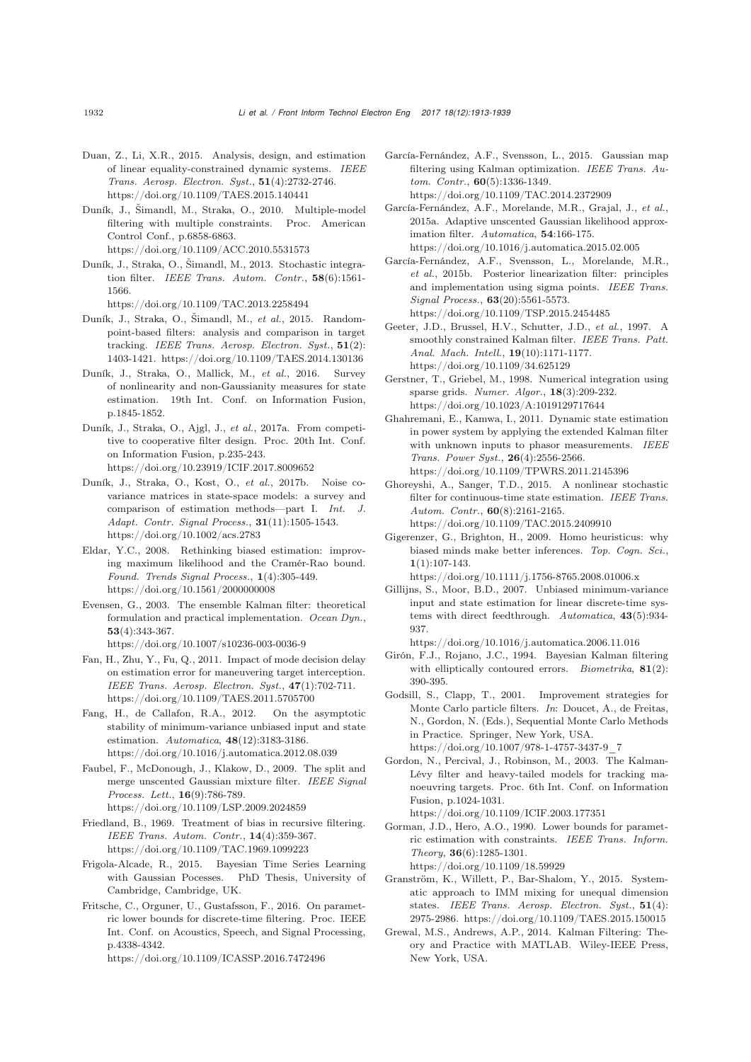Duan, Z., Li, X.R., 2015. Analysis, design, and estimation of linear equality-constrained dynamic systems. *IEEE Trans. Aerosp. Electron. Syst.*, **51**(4):2732-2746. https://doi.org/10.1109/TAES.2015.140441

Duník, J., Šimandl, M., Straka, O., 2010. Multiple-model filtering with multiple constraints. Proc. American Control Conf., p.6858-6863. https://doi.org/10.1109/ACC.2010.5531573

Duník, J., Straka, O., Šimandl, M., 2013. Stochastic integration filter. *IEEE Trans. Autom. Contr.*, **58**(6):1561-1566. https://doi.org/10.1109/TAC.2013.2258494

Duník, J., Straka, O., Šimandl, M., *et al.*, 2015. Random-point-based filters: analysis and comparison in target tracking. *IEEE Trans. Aerosp. Electron. Syst.*, **51**(2): 1403-1421. https://doi.org/10.1109/TAES.2014.130136

Duník, J., Straka, O., Mallick, M., *et al.*, 2016. Survey of nonlinearity and non-Gaussianity measures for state estimation. 19th Int. Conf. on Information Fusion, p.1845-1852.

Duník, J., Straka, O., Ajgl, J., *et al.*, 2017a. From competitive to cooperative filter design. Proc. 20th Int. Conf. on Information Fusion, p.235-243. https://doi.org/10.23919/ICIF.2017.8009652

Duník, J., Straka, O., Kost, O., *et al.*, 2017b. Noise covariance matrices in state-space models: a survey and comparison of estimation methods—part I. *Int. J. Adapt. Contr. Signal Process.*, **31**(11):1505-1543. https://doi.org/10.1002/acs.2783

Eldar, Y.C., 2008. Rethinking biased estimation: improving maximum likelihood and the Cramér-Rao bound. *Found. Trends Signal Process.*, **1**(4):305-449. https://doi.org/10.1561/2000000008

Evensen, G., 2003. The ensemble Kalman filter: theoretical formulation and practical implementation. *Ocean Dyn.*, **53**(4):343-367. https://doi.org/10.1007/s10236-003-0036-9

Fan, H., Zhu, Y., Fu, Q., 2011. Impact of mode decision delay on estimation error for maneuvering target interception. *IEEE Trans. Aerosp. Electron. Syst.*, **47**(1):702-711. https://doi.org/10.1109/TAES.2011.5705700

Fang, H., de Callafon, R.A., 2012. On the asymptotic stability of minimum-variance unbiased input and state estimation. *Automatica*, **48**(12):3183-3186. https://doi.org/10.1016/j.automatica.2012.08.039

Faubel, F., McDonough, J., Klakow, D., 2009. The split and merge unscented Gaussian mixture filter. *IEEE Signal Process. Lett.*, **16**(9):786-789. https://doi.org/10.1109/LSP.2009.2024859

Friedland, B., 1969. Treatment of bias in recursive filtering. *IEEE Trans. Autom. Contr.*, **14**(4):359-367. https://doi.org/10.1109/TAC.1969.1099223

Frigola-Alcade, R., 2015. Bayesian Time Series Learning with Gaussian Pocesses. PhD Thesis, University of Cambridge, Cambridge, UK.

Fritsche, C., Orguner, U., Gustafsson, F., 2016. On parametric lower bounds for discrete-time filtering. Proc. IEEE Int. Conf. on Acoustics, Speech, and Signal Processing, p.4338-4342. https://doi.org/10.1109/ICASSP.2016.7472496

García-Fernández, A.F., Svensson, L., 2015. Gaussian map filtering using Kalman optimization. *IEEE Trans. Autom. Contr.*, **60**(5):1336-1349. https://doi.org/10.1109/TAC.2014.2372909

García-Fernández, A.F., Morelande, M.R., Grajal, J., *et al.*, 2015a. Adaptive unscented Gaussian likelihood approximation filter. *Automatica*, **54**:166-175. https://doi.org/10.1016/j.automatica.2015.02.005

García-Fernández, A.F., Svensson, L., Morelande, M.R., *et al.*, 2015b. Posterior linearization filter: principles and implementation using sigma points. *IEEE Trans. Signal Process.*, **63**(20):5561-5573. https://doi.org/10.1109/TSP.2015.2454485

Geeter, J.D., Brussel, H.V., Schutter, J.D., *et al.*, 1997. A smoothly constrained Kalman filter. *IEEE Trans. Patt. Anal. Mach. Intell.*, **19**(10):1171-1177. https://doi.org/10.1109/34.625129

Gerstner, T., Griebel, M., 1998. Numerical integration using sparse grids. *Numer. Algor.*, **18**(3):209-232. https://doi.org/10.1023/A:1019129717644

Ghahremani, E., Kamwa, I., 2011. Dynamic state estimation in power system by applying the extended Kalman filter with unknown inputs to phasor measurements. *IEEE Trans. Power Syst.*, **26**(4):2556-2566. https://doi.org/10.1109/TPWRS.2011.2145396

Ghoreyshi, A., Sanger, T.D., 2015. A nonlinear stochastic filter for continuous-time state estimation. *IEEE Trans. Autom. Contr.*, **60**(8):2161-2165. https://doi.org/10.1109/TAC.2015.2409910

Gigerenzer, G., Brighton, H., 2009. Homo heuristicus: why biased minds make better inferences. *Top. Cogn. Sci.*, **1**(1):107-143. https://doi.org/10.1111/j.1756-8765.2008.01006.x

Gillijns, S., Moor, B.D., 2007. Unbiased minimum-variance input and state estimation for linear discrete-time systems with direct feedthrough. *Automatica*, **43**(5):934-937. https://doi.org/10.1016/j.automatica.2006.11.016

Girón, F.J., Rojano, J.C., 1994. Bayesian Kalman filtering with elliptically contoured errors. *Biometrika*, **81**(2): 390-395.

Godsill, S., Clapp, T., 2001. Improvement strategies for Monte Carlo particle filters. *In*: Doucet, A., de Freitas, N., Gordon, N. (Eds.), Sequential Monte Carlo Methods in Practice. Springer, New York, USA. https://doi.org/10.1007/978-1-4757-3437-9_7

Gordon, N., Percival, J., Robinson, M., 2003. The Kalman-Lévy filter and heavy-tailed models for tracking manoeuvring targets. Proc. 6th Int. Conf. on Information Fusion, p.1024-1031. https://doi.org/10.1109/ICIF.2003.177351

Gorman, J.D., Hero, A.O., 1990. Lower bounds for parametric estimation with constraints. *IEEE Trans. Inform. Theory*, **36**(6):1285-1301. https://doi.org/10.1109/18.59929

Granström, K., Willett, P., Bar-Shalom, Y., 2015. Systematic approach to IMM mixing for unequal dimension states. *IEEE Trans. Aerosp. Electron. Syst.*, **51**(4): 2975-2986. https://doi.org/10.1109/TAES.2015.150015

Grewal, M.S., Andrews, A.P., 2014. Kalman Filtering: Theory and Practice with MATLAB. Wiley-IEEE Press, New York, USA.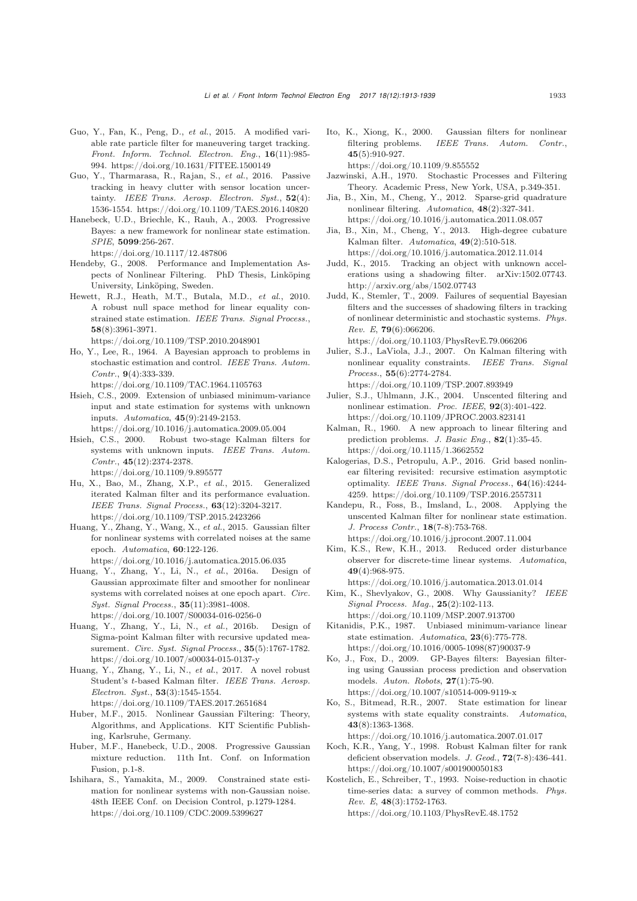Guo, Y., Fan, K., Peng, D., *et al.*, 2015. A modified variable rate particle filter for maneuvering target tracking. *Front. Inform. Technol. Electron. Eng.*, **16**(11):985-994. https://doi.org/10.1631/FITEE.1500149

Guo, Y., Tharmarasa, R., Rajan, S., *et al.*, 2016. Passive tracking in heavy clutter with sensor location uncertainty. *IEEE Trans. Aerosp. Electron. Syst.*, **52**(4): 1536-1554. https://doi.org/10.1109/TAES.2016.140820

Hanebeck, U.D., Briechle, K., Rauh, A., 2003. Progressive Bayes: a new framework for nonlinear state estimation. *SPIE*, **5099**:256-267. https://doi.org/10.1117/12.487806

Hendeby, G., 2008. Performance and Implementation Aspects of Nonlinear Filtering. PhD Thesis, Linköping University, Linköping, Sweden.

Hewett, R.J., Heath, M.T., Butala, M.D., *et al.*, 2010. A robust null space method for linear equality constrained state estimation. *IEEE Trans. Signal Process.*, **58**(8):3961-3971. https://doi.org/10.1109/TSP.2010.2048901

Ho, Y., Lee, R., 1964. A Bayesian approach to problems in stochastic estimation and control. *IEEE Trans. Autom. Contr.*, **9**(4):333-339. https://doi.org/10.1109/TAC.1964.1105763

Hsieh, C.S., 2009. Extension of unbiased minimum-variance input and state estimation for systems with unknown inputs. *Automatica*, **45**(9):2149-2153. https://doi.org/10.1016/j.automatica.2009.05.004

Hsieh, C.S., 2000. Robust two-stage Kalman filters for systems with unknown inputs. *IEEE Trans. Autom. Contr.*, **45**(12):2374-2378. https://doi.org/10.1109/9.895577

Hu, X., Bao, M., Zhang, X.P., *et al.*, 2015. Generalized iterated Kalman filter and its performance evaluation. *IEEE Trans. Signal Process.*, **63**(12):3204-3217. https://doi.org/10.1109/TSP.2015.2423266

Huang, Y., Zhang, Y., Wang, X., *et al.*, 2015. Gaussian filter for nonlinear systems with correlated noises at the same epoch. *Automatica*, **60**:122-126. https://doi.org/10.1016/j.automatica.2015.06.035

Huang, Y., Zhang, Y., Li, N., *et al.*, 2016a. Design of Gaussian approximate filter and smoother for nonlinear systems with correlated noises at one epoch apart. *Circ. Syst. Signal Process.*, **35**(11):3981-4008. https://doi.org/10.1007/S00034-016-0256-0

Huang, Y., Zhang, Y., Li, N., *et al.*, 2016b. Design of Sigma-point Kalman filter with recursive updated measurement. *Circ. Syst. Signal Process.*, **35**(5):1767-1782. https://doi.org/10.1007/s00034-015-0137-y

Huang, Y., Zhang, Y., Li, N., *et al.*, 2017. A novel robust Student's *t*-based Kalman filter. *IEEE Trans. Aerosp. Electron. Syst.*, **53**(3):1545-1554. https://doi.org/10.1109/TAES.2017.2651684

Huber, M.F., 2015. Nonlinear Gaussian Filtering: Theory, Algorithms, and Applications. KIT Scientific Publishing, Karlsruhe, Germany.

Huber, M.F., Hanebeck, U.D., 2008. Progressive Gaussian mixture reduction. 11th Int. Conf. on Information Fusion, p.1-8.

Ishihara, S., Yamakita, M., 2009. Constrained state estimation for nonlinear systems with non-Gaussian noise. 48th IEEE Conf. on Decision Control, p.1279-1284. https://doi.org/10.1109/CDC.2009.5399627

Ito, K., Xiong, K., 2000. Gaussian filters for nonlinear filtering problems. *IEEE Trans. Autom. Contr.*, **45**(5):910-927. https://doi.org/10.1109/9.855552

Jazwinski, A.H., 1970. Stochastic Processes and Filtering Theory. Academic Press, New York, USA, p.349-351.

Jia, B., Xin, M., Cheng, Y., 2012. Sparse-grid quadrature nonlinear filtering. *Automatica*, **48**(2):327-341. https://doi.org/10.1016/j.automatica.2011.08.057

Jia, B., Xin, M., Cheng, Y., 2013. High-degree cubature Kalman filter. *Automatica*, **49**(2):510-518. https://doi.org/10.1016/j.automatica.2012.11.014

Judd, K., 2015. Tracking an object with unknown accelerations using a shadowing filter. arXiv:1502.07743. http://arxiv.org/abs/1502.07743

Judd, K., Stemler, T., 2009. Failures of sequential Bayesian filters and the successes of shadowing filters in tracking of nonlinear deterministic and stochastic systems. *Phys. Rev. E*, **79**(6):066206. https://doi.org/10.1103/PhysRevE.79.066206

Julier, S.J., LaViola, J.J., 2007. On Kalman filtering with nonlinear equality constraints. *IEEE Trans. Signal Process.*, **55**(6):2774-2784. https://doi.org/10.1109/TSP.2007.893949

Julier, S.J., Uhlmann, J.K., 2004. Unscented filtering and nonlinear estimation. *Proc. IEEE*, **92**(3):401-422. https://doi.org/10.1109/JPROC.2003.823141

Kalman, R., 1960. A new approach to linear filtering and prediction problems. *J. Basic Eng.*, **82**(1):35-45. https://doi.org/10.1115/1.3662552

Kalogerias, D.S., Petropulu, A.P., 2016. Grid based nonlinear filtering revisited: recursive estimation asymptotic optimality. *IEEE Trans. Signal Process.*, **64**(16):4244-4259. https://doi.org/10.1109/TSP.2016.2557311

Kandepu, R., Foss, B., Imsland, L., 2008. Applying the unscented Kalman filter for nonlinear state estimation. *J. Process Contr.*, **18**(7-8):753-768. https://doi.org/10.1016/j.jprocont.2007.11.004

Kim, K.S., Rew, K.H., 2013. Reduced order disturbance observer for discrete-time linear systems. *Automatica*, **49**(4):968-975. https://doi.org/10.1016/j.automatica.2013.01.014

Kim, K., Shevlyakov, G., 2008. Why Gaussianity? *IEEE Signal Process. Mag.*, **25**(2):102-113. https://doi.org/10.1109/MSP.2007.913700

Kitanidis, P.K., 1987. Unbiased minimum-variance linear state estimation. *Automatica*, **23**(6):775-778. https://doi.org/10.1016/0005-1098(87)90037-9

Ko, J., Fox, D., 2009. GP-Bayes filters: Bayesian filtering using Gaussian process prediction and observation models. *Auton. Robots*, **27**(1):75-90. https://doi.org/10.1007/s10514-009-9119-x

Ko, S., Bitmead, R.R., 2007. State estimation for linear systems with state equality constraints. *Automatica*, **43**(8):1363-1368. https://doi.org/10.1016/j.automatica.2007.01.017

Koch, K.R., Yang, Y., 1998. Robust Kalman filter for rank deficient observation models. *J. Geod.*, **72**(7-8):436-441. https://doi.org/10.1007/s001900050183

Kostelich, E., Schreiber, T., 1993. Noise-reduction in chaotic time-series data: a survey of common methods. *Phys. Rev. E*, **48**(3):1752-1763. https://doi.org/10.1103/PhysRevE.48.1752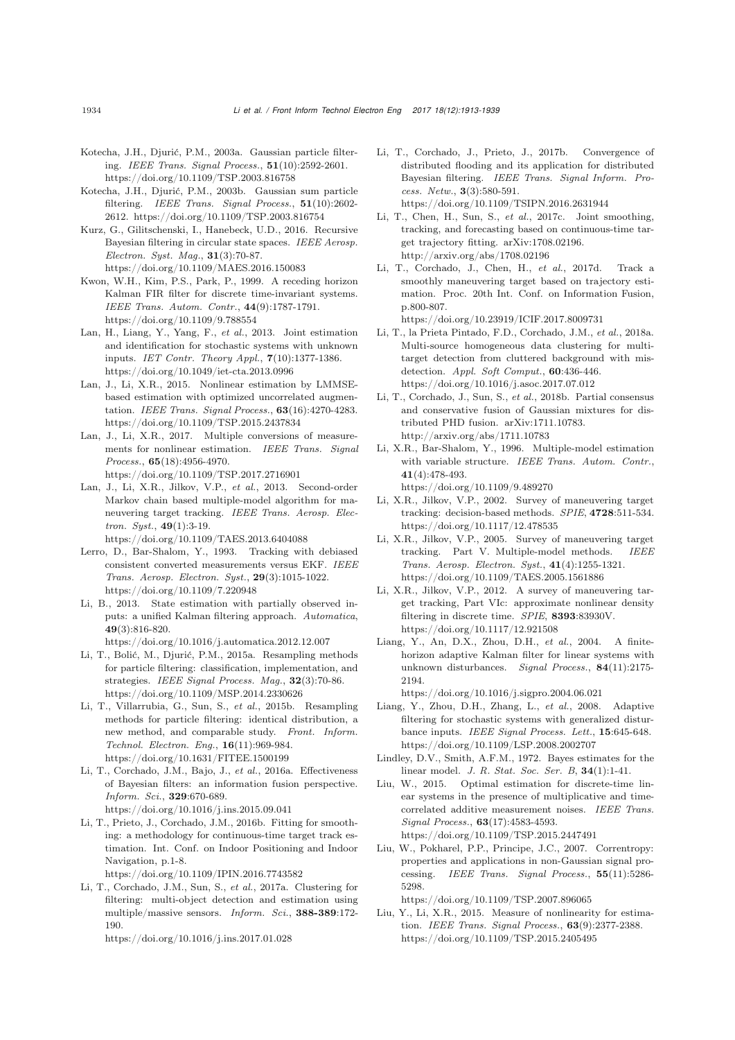Kotecha, J.H., Djurić, P.M., 2003a. Gaussian particle filtering. *IEEE Trans. Signal Process.*, **51**(10):2592-2601. https://doi.org/10.1109/TSP.2003.816758

Kotecha, J.H., Djurić, P.M., 2003b. Gaussian sum particle filtering. *IEEE Trans. Signal Process.*, **51**(10):2602-2612. https://doi.org/10.1109/TSP.2003.816754

Kurz, G., Gilitschenski, I., Hanebeck, U.D., 2016. Recursive Bayesian filtering in circular state spaces. *IEEE Aerosp. Electron. Syst. Mag.*, **31**(3):70-87. https://doi.org/10.1109/MAES.2016.150083

Kwon, W.H., Kim, P.S., Park, P., 1999. A receding horizon Kalman FIR filter for discrete time-invariant systems. *IEEE Trans. Autom. Contr.*, **44**(9):1787-1791. https://doi.org/10.1109/9.788554

Lan, H., Liang, Y., Yang, F., *et al.*, 2013. Joint estimation and identification for stochastic systems with unknown inputs. *IET Contr. Theory Appl.*, **7**(10):1377-1386. https://doi.org/10.1049/iet-cta.2013.0996

Lan, J., Li, X.R., 2015. Nonlinear estimation by LMMSE-based estimation with optimized uncorrelated augmentation. *IEEE Trans. Signal Process.*, **63**(16):4270-4283. https://doi.org/10.1109/TSP.2015.2437834

Lan, J., Li, X.R., 2017. Multiple conversions of measurements for nonlinear estimation. *IEEE Trans. Signal Process.*, **65**(18):4956-4970. https://doi.org/10.1109/TSP.2017.2716901

Lan, J., Li, X.R., Jilkov, V.P., *et al.*, 2013. Second-order Markov chain based multiple-model algorithm for maneuvering target tracking. *IEEE Trans. Aerosp. Electron. Syst.*, **49**(1):3-19. https://doi.org/10.1109/TAES.2013.6404088

Lerro, D., Bar-Shalom, Y., 1993. Tracking with debiased consistent converted measurements versus EKF. *IEEE Trans. Aerosp. Electron. Syst.*, **29**(3):1015-1022. https://doi.org/10.1109/7.220948

Li, B., 2013. State estimation with partially observed inputs: a unified Kalman filtering approach. *Automatica*, **49**(3):816-820. https://doi.org/10.1016/j.automatica.2012.12.007

Li, T., Bolić, M., Djurić, P.M., 2015a. Resampling methods for particle filtering: classification, implementation, and strategies. *IEEE Signal Process. Mag.*, **32**(3):70-86. https://doi.org/10.1109/MSP.2014.2330626

Li, T., Villarrubia, G., Sun, S., *et al.*, 2015b. Resampling methods for particle filtering: identical distribution, a new method, and comparable study. *Front. Inform. Technol. Electron. Eng.*, **16**(11):969-984. https://doi.org/10.1631/FITEE.1500199

Li, T., Corchado, J.M., Bajo, J., *et al.*, 2016a. Effectiveness of Bayesian filters: an information fusion perspective. *Inform. Sci.*, **329**:670-689. https://doi.org/10.1016/j.ins.2015.09.041

Li, T., Prieto, J., Corchado, J.M., 2016b. Fitting for smoothing: a methodology for continuous-time target track estimation. Int. Conf. on Indoor Positioning and Indoor Navigation, p.1-8. https://doi.org/10.1109/IPIN.2016.7743582

Li, T., Corchado, J.M., Sun, S., *et al.*, 2017a. Clustering for filtering: multi-object detection and estimation using multiple/massive sensors. *Inform. Sci.*, **388-389**:172-190. https://doi.org/10.1016/j.ins.2017.01.028

Li, T., Corchado, J., Prieto, J., 2017b. Convergence of distributed flooding and its application for distributed Bayesian filtering. *IEEE Trans. Signal Inform. Process. Netw.*, **3**(3):580-591. https://doi.org/10.1109/TSIPN.2016.2631944

Li, T., Chen, H., Sun, S., *et al.*, 2017c. Joint smoothing, tracking, and forecasting based on continuous-time target trajectory fitting. arXiv:1708.02196. http://arxiv.org/abs/1708.02196

Li, T., Corchado, J., Chen, H., *et al.*, 2017d. Track a smoothly maneuvering target based on trajectory estimation. Proc. 20th Int. Conf. on Information Fusion, p.800-807. https://doi.org/10.23919/ICIF.2017.8009731

Li, T., la Prieta Pintado, F.D., Corchado, J.M., *et al.*, 2018a. Multi-source homogeneous data clustering for multi-target detection from cluttered background with misdetection. *Appl. Soft Comput.*, **60**:436-446. https://doi.org/10.1016/j.asoc.2017.07.012

Li, T., Corchado, J., Sun, S., *et al.*, 2018b. Partial consensus and conservative fusion of Gaussian mixtures for distributed PHD fusion. arXiv:1711.10783. http://arxiv.org/abs/1711.10783

Li, X.R., Bar-Shalom, Y., 1996. Multiple-model estimation with variable structure. *IEEE Trans. Autom. Contr.*, **41**(4):478-493. https://doi.org/10.1109/9.489270

Li, X.R., Jilkov, V.P., 2002. Survey of maneuvering target tracking: decision-based methods. *SPIE*, **4728**:511-534. https://doi.org/10.1117/12.478535

Li, X.R., Jilkov, V.P., 2005. Survey of maneuvering target tracking. Part V. Multiple-model methods. *IEEE Trans. Aerosp. Electron. Syst.*, **41**(4):1255-1321. https://doi.org/10.1109/TAES.2005.1561886

Li, X.R., Jilkov, V.P., 2012. A survey of maneuvering target tracking, Part VIc: approximate nonlinear density filtering in discrete time. *SPIE*, **8393**:83930V. https://doi.org/10.1117/12.921508

Liang, Y., An, D.X., Zhou, D.H., *et al.*, 2004. A finite-horizon adaptive Kalman filter for linear systems with unknown disturbances. *Signal Process.*, **84**(11):2175-2194. https://doi.org/10.1016/j.sigpro.2004.06.021

Liang, Y., Zhou, D.H., Zhang, L., *et al.*, 2008. Adaptive filtering for stochastic systems with generalized disturbance inputs. *IEEE Signal Process. Lett.*, **15**:645-648. https://doi.org/10.1109/LSP.2008.2002707

Lindley, D.V., Smith, A.F.M., 1972. Bayes estimates for the linear model. *J. R. Stat. Soc. Ser. B*, **34**(1):1-41.

Liu, W., 2015. Optimal estimation for discrete-time linear systems in the presence of multiplicative and time-correlated additive measurement noises. *IEEE Trans. Signal Process.*, **63**(17):4583-4593. https://doi.org/10.1109/TSP.2015.2447491

Liu, W., Pokharel, P.P., Principe, J.C., 2007. Correntropy: properties and applications in non-Gaussian signal processing. *IEEE Trans. Signal Process.*, **55**(11):5286-5298. https://doi.org/10.1109/TSP.2007.896065

Liu, Y., Li, X.R., 2015. Measure of nonlinearity for estimation. *IEEE Trans. Signal Process.*, **63**(9):2377-2388. https://doi.org/10.1109/TSP.2015.2405495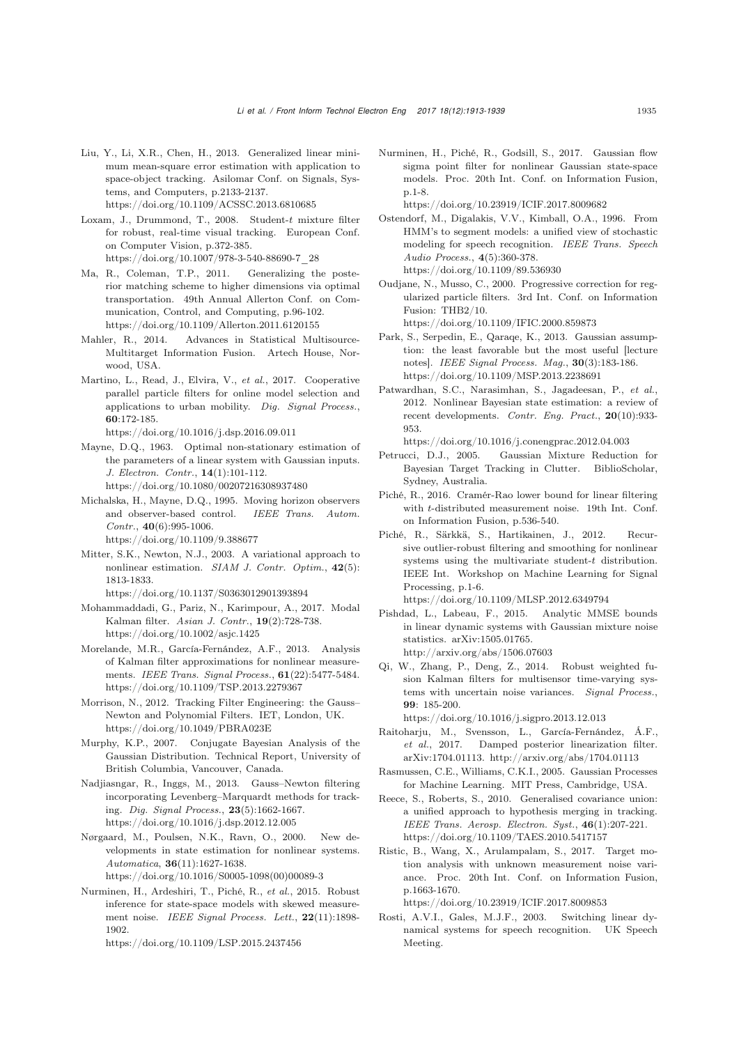Liu, Y., Li, X.R., Chen, H., 2013. Generalized linear minimum mean-square error estimation with application to space-object tracking. Asilomar Conf. on Signals, Systems, and Computers, p.2133-2137. https://doi.org/10.1109/ACSSC.2013.6810685

Loxam, J., Drummond, T., 2008. Student-*t* mixture filter for robust, real-time visual tracking. European Conf. on Computer Vision, p.372-385. https://doi.org/10.1007/978-3-540-88690-7_28

Ma, R., Coleman, T.P., 2011. Generalizing the posterior matching scheme to higher dimensions via optimal transportation. 49th Annual Allerton Conf. on Communication, Control, and Computing, p.96-102. https://doi.org/10.1109/Allerton.2011.6120155

Mahler, R., 2014. Advances in Statistical Multisource-Multitarget Information Fusion. Artech House, Norwood, USA.

Martino, L., Read, J., Elvira, V., *et al.*, 2017. Cooperative parallel particle filters for online model selection and applications to urban mobility. *Dig. Signal Process.*, **60**:172-185. https://doi.org/10.1016/j.dsp.2016.09.011

Mayne, D.Q., 1963. Optimal non-stationary estimation of the parameters of a linear system with Gaussian inputs. *J. Electron. Contr.*, **14**(1):101-112. https://doi.org/10.1080/00207216308937480

Michalska, H., Mayne, D.Q., 1995. Moving horizon observers and observer-based control. *IEEE Trans. Autom. Contr.*, **40**(6):995-1006. https://doi.org/10.1109/9.388677

Mitter, S.K., Newton, N.J., 2003. A variational approach to nonlinear estimation. *SIAM J. Contr. Optim.*, **42**(5):1813-1833. https://doi.org/10.1137/S0363012901393894

Mohammaddadi, G., Pariz, N., Karimpour, A., 2017. Modal Kalman filter. *Asian J. Contr.*, **19**(2):728-738. https://doi.org/10.1002/asjc.1425

Morelande, M.R., García-Fernández, A.F., 2013. Analysis of Kalman filter approximations for nonlinear measurements. *IEEE Trans. Signal Process.*, **61**(22):5477-5484. https://doi.org/10.1109/TSP.2013.2279367

Morrison, N., 2012. Tracking Filter Engineering: the Gauss–Newton and Polynomial Filters. IET, London, UK. https://doi.org/10.1049/PBRA023E

Murphy, K.P., 2007. Conjugate Bayesian Analysis of the Gaussian Distribution. Technical Report, University of British Columbia, Vancouver, Canada.

Nadjiasngar, R., Inggs, M., 2013. Gauss–Newton filtering incorporating Levenberg–Marquardt methods for tracking. *Dig. Signal Process.*, **23**(5):1662-1667. https://doi.org/10.1016/j.dsp.2012.12.005

Nørgaard, M., Poulsen, N.K., Ravn, O., 2000. New developments in state estimation for nonlinear systems. *Automatica*, **36**(11):1627-1638. https://doi.org/10.1016/S0005-1098(00)00089-3

Nurminen, H., Ardeshiri, T., Piché, R., *et al.*, 2015. Robust inference for state-space models with skewed measurement noise. *IEEE Signal Process. Lett.*, **22**(11):1898-1902. https://doi.org/10.1109/LSP.2015.2437456

Nurminen, H., Piché, R., Godsill, S., 2017. Gaussian flow sigma point filter for nonlinear Gaussian state-space models. Proc. 20th Int. Conf. on Information Fusion, p.1-8. https://doi.org/10.23919/ICIF.2017.8009682

Ostendorf, M., Digalakis, V.V., Kimball, O.A., 1996. From HMM's to segment models: a unified view of stochastic modeling for speech recognition. *IEEE Trans. Speech Audio Process.*, **4**(5):360-378. https://doi.org/10.1109/89.536930

Oudjane, N., Musso, C., 2000. Progressive correction for regularized particle filters. 3rd Int. Conf. on Information Fusion: THB2/10. https://doi.org/10.1109/IFIC.2000.859873

Park, S., Serpedin, E., Qaraqe, K., 2013. Gaussian assumption: the least favorable but the most useful [lecture notes]. *IEEE Signal Process. Mag.*, **30**(3):183-186. https://doi.org/10.1109/MSP.2013.2238691

Patwardhan, S.C., Narasimhan, S., Jagadeesan, P., *et al.*, 2012. Nonlinear Bayesian state estimation: a review of recent developments. *Contr. Eng. Pract.*, **20**(10):933-953. https://doi.org/10.1016/j.conengprac.2012.04.003

Petrucci, D.J., 2005. Gaussian Mixture Reduction for Bayesian Target Tracking in Clutter. BiblioScholar, Sydney, Australia.

Piché, R., 2016. Cramér-Rao lower bound for linear filtering with *t*-distributed measurement noise. 19th Int. Conf. on Information Fusion, p.536-540.

Piché, R., Särkkä, S., Hartikainen, J., 2012. Recursive outlier-robust filtering and smoothing for nonlinear systems using the multivariate student-*t* distribution. IEEE Int. Workshop on Machine Learning for Signal Processing, p.1-6. https://doi.org/10.1109/MLSP.2012.6349794

Pishdad, L., Labeau, F., 2015. Analytic MMSE bounds in linear dynamic systems with Gaussian mixture noise statistics. arXiv:1505.01765. http://arxiv.org/abs/1506.07603

Qi, W., Zhang, P., Deng, Z., 2014. Robust weighted fusion Kalman filters for multisensor time-varying systems with uncertain noise variances. *Signal Process.*, **99**: 185-200. https://doi.org/10.1016/j.sigpro.2013.12.013

Raitoharju, M., Svensson, L., García-Fernández, Á.F., *et al.*, 2017. Damped posterior linearization filter. arXiv:1704.01113. http://arxiv.org/abs/1704.01113

Rasmussen, C.E., Williams, C.K.I., 2005. Gaussian Processes for Machine Learning. MIT Press, Cambridge, USA.

Reece, S., Roberts, S., 2010. Generalised covariance union: a unified approach to hypothesis merging in tracking. *IEEE Trans. Aerosp. Electron. Syst.*, **46**(1):207-221. https://doi.org/10.1109/TAES.2010.5417157

Ristic, B., Wang, X., Arulampalam, S., 2017. Target motion analysis with unknown measurement noise variance. Proc. 20th Int. Conf. on Information Fusion, p.1663-1670. https://doi.org/10.23919/ICIF.2017.8009853

Rosti, A.V.I., Gales, M.J.F., 2003. Switching linear dynamical systems for speech recognition. UK Speech Meeting.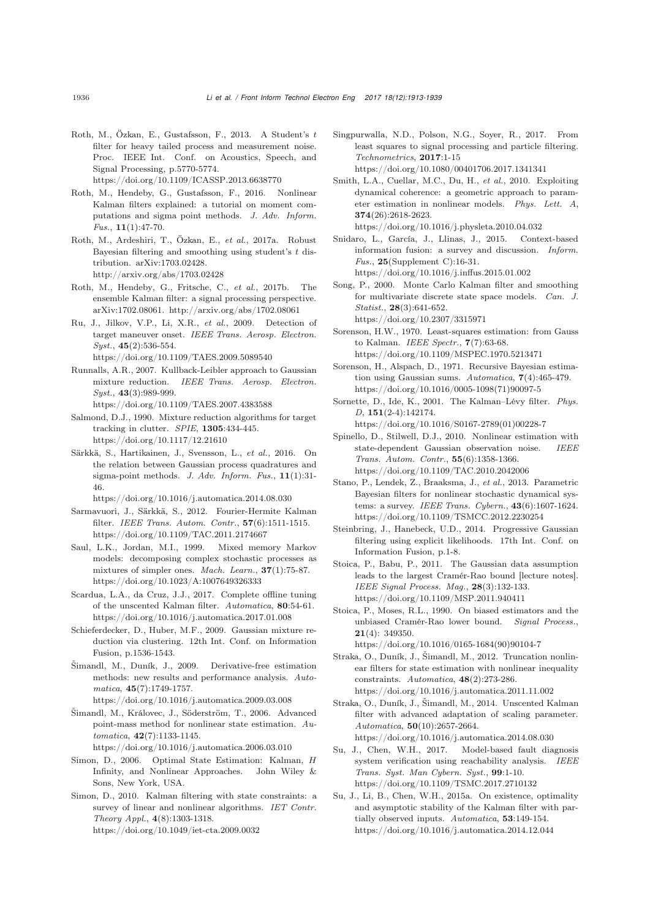Roth, M., Özkan, E., Gustafsson, F., 2013. A Student's $t$ filter for heavy tailed process and measurement noise. Proc. IEEE Int. Conf. on Acoustics, Speech, and Signal Processing, p.5770-5774. https://doi.org/10.1109/ICASSP.2013.6638770

Roth, M., Hendeby, G., Gustafsson, F., 2016. Nonlinear Kalman filters explained: a tutorial on moment computations and sigma point methods. *J. Adv. Inform. Fus.*, **11**(1):47-70.

Roth, M., Ardeshiri, T., Özkan, E., *et al.*, 2017a. Robust Bayesian filtering and smoothing using student's $t$ distribution. arXiv:1703.02428. http://arxiv.org/abs/1703.02428

Roth, M., Hendeby, G., Fritsche, C., *et al.*, 2017b. The ensemble Kalman filter: a signal processing perspective. arXiv:1702.08061. http://arxiv.org/abs/1702.08061

Ru, J., Jilkov, V.P., Li, X.R., *et al.*, 2009. Detection of target maneuver onset. *IEEE Trans. Aerosp. Electron. Syst.*, **45**(2):536-554. https://doi.org/10.1109/TAES.2009.5089540

Runnalls, A.R., 2007. Kullback-Leibler approach to Gaussian mixture reduction. *IEEE Trans. Aerosp. Electron. Syst.*, **43**(3):989-999. https://doi.org/10.1109/TAES.2007.4383588

Salmond, D.J., 1990. Mixture reduction algorithms for target tracking in clutter. *SPIE*, **1305**:434-445. https://doi.org/10.1117/12.21610

Särkkä, S., Hartikainen, J., Svensson, L., *et al.*, 2016. On the relation between Gaussian process quadratures and sigma-point methods. *J. Adv. Inform. Fus.*, **11**(1):31-46. https://doi.org/10.1016/j.automatica.2014.08.030

Sarmavuori, J., Särkkä, S., 2012. Fourier-Hermite Kalman filter. *IEEE Trans. Autom. Contr.*, **57**(6):1511-1515. https://doi.org/10.1109/TAC.2011.2174667

Saul, L.K., Jordan, M.I., 1999. Mixed memory Markov models: decomposing complex stochastic processes as mixtures of simpler ones. *Mach. Learn.*, **37**(1):75-87. https://doi.org/10.1023/A:1007649326333

Scardua, L.A., da Cruz, J.J., 2017. Complete offline tuning of the unscented Kalman filter. *Automatica*, **80**:54-61. https://doi.org/10.1016/j.automatica.2017.01.008

Schieferdecker, D., Huber, M.F., 2009. Gaussian mixture reduction via clustering. 12th Int. Conf. on Information Fusion, p.1536-1543.

Šimandl, M., Duník, J., 2009. Derivative-free estimation methods: new results and performance analysis. *Automatica*, **45**(7):1749-1757. https://doi.org/10.1016/j.automatica.2009.03.008

Šimandl, M., Královec, J., Söderström, T., 2006. Advanced point-mass method for nonlinear state estimation. *Automatica*, **42**(7):1133-1145. https://doi.org/10.1016/j.automatica.2006.03.010

Simon, D., 2006. Optimal State Estimation: Kalman, $H$ Infinity, and Nonlinear Approaches. John Wiley & Sons, New York, USA.

Simon, D., 2010. Kalman filtering with state constraints: a survey of linear and nonlinear algorithms. *IET Contr. Theory Appl.*, **4**(8):1303-1318. https://doi.org/10.1049/iet-cta.2009.0032

Singpurwalla, N.D., Polson, N.G., Soyer, R., 2017. From least squares to signal processing and particle filtering. *Technometrics*, **2017**:1-15 https://doi.org/10.1080/00401706.2017.1341341

Smith, L.A., Cuellar, M.C., Du, H., *et al.*, 2010. Exploiting dynamical coherence: a geometric approach to parameter estimation in nonlinear models. *Phys. Lett. A*, **374**(26):2618-2623. https://doi.org/10.1016/j.physleta.2010.04.032

Snidaro, L., García, J., Llinas, J., 2015. Context-based information fusion: a survey and discussion. *Inform. Fus.*, **25**(Supplement C):16-31. https://doi.org/10.1016/j.inffus.2015.01.002

Song, P., 2000. Monte Carlo Kalman filter and smoothing for multivariate discrete state space models. *Can. J. Statist.*, **28**(3):641-652. https://doi.org/10.2307/3315971

Sorenson, H.W., 1970. Least-squares estimation: from Gauss to Kalman. *IEEE Spectr.*, **7**(7):63-68. https://doi.org/10.1109/MSPEC.1970.5213471

Sorenson, H., Alspach, D., 1971. Recursive Bayesian estimation using Gaussian sums. *Automatica*, **7**(4):465-479. https://doi.org/10.1016/0005-1098(71)90097-5

Sornette, D., Ide, K., 2001. The Kalman–Lévy filter. *Phys. D*, **151**(2-4):142174. https://doi.org/10.1016/S0167-2789(01)00228-7

Spinello, D., Stilwell, D.J., 2010. Nonlinear estimation with state-dependent Gaussian observation noise. *IEEE Trans. Autom. Contr.*, **55**(6):1358-1366. https://doi.org/10.1109/TAC.2010.2042006

Stano, P., Lendek, Z., Braaksma, J., *et al.*, 2013. Parametric Bayesian filters for nonlinear stochastic dynamical systems: a survey. *IEEE Trans. Cybern.*, **43**(6):1607-1624. https://doi.org/10.1109/TSMCC.2012.2230254

Steinbring, J., Hanebeck, U.D., 2014. Progressive Gaussian filtering using explicit likelihoods. 17th Int. Conf. on Information Fusion, p.1-8.

Stoica, P., Babu, P., 2011. The Gaussian data assumption leads to the largest Cramér-Rao bound [lecture notes]. *IEEE Signal Process. Mag.*, **28**(3):132-133. https://doi.org/10.1109/MSP.2011.940411

Stoica, P., Moses, R.L., 1990. On biased estimators and the unbiased Cramér-Rao lower bound. *Signal Process.*, **21**(4): 349350. https://doi.org/10.1016/0165-1684(90)90104-7

Straka, O., Duník, J., Šimandl, M., 2012. Truncation nonlinear filters for state estimation with nonlinear inequality constraints. *Automatica*, **48**(2):273-286. https://doi.org/10.1016/j.automatica.2011.11.002

Straka, O., Duník, J., Šimandl, M., 2014. Unscented Kalman filter with advanced adaptation of scaling parameter. *Automatica*, **50**(10):2657-2664. https://doi.org/10.1016/j.automatica.2014.08.030

Su, J., Chen, W.H., 2017. Model-based fault diagnosis system verification using reachability analysis. *IEEE Trans. Syst. Man Cybern. Syst.*, **99**:1-10. https://doi.org/10.1109/TSMC.2017.2710132

Su, J., Li, B., Chen, W.H., 2015a. On existence, optimality and asymptotic stability of the Kalman filter with partially observed inputs. *Automatica*, **53**:149-154. https://doi.org/10.1016/j.automatica.2014.12.044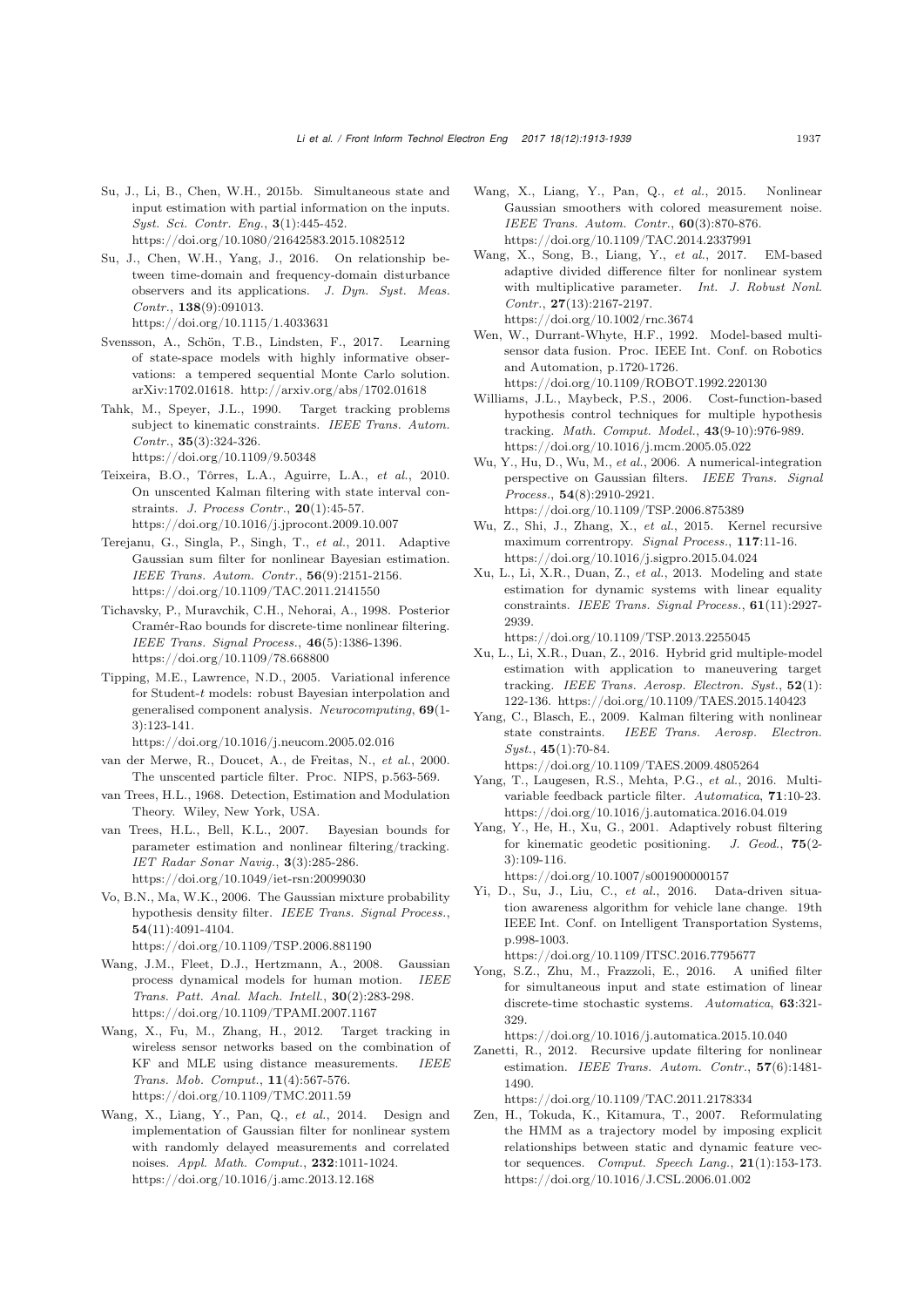Su, J., Li, B., Chen, W.H., 2015b. Simultaneous state and input estimation with partial information on the inputs. *Syst. Sci. Contr. Eng.*, **3**(1):445-452. https://doi.org/10.1080/21642583.2015.1082512

Su, J., Chen, W.H., Yang, J., 2016. On relationship between time-domain and frequency-domain disturbance observers and its applications. *J. Dyn. Syst. Meas. Contr.*, **138**(9):091013. https://doi.org/10.1115/1.4033631

Svensson, A., Schön, T.B., Lindsten, F., 2017. Learning of state-space models with highly informative observations: a tempered sequential Monte Carlo solution. arXiv:1702.01618. http://arxiv.org/abs/1702.01618

Tahk, M., Speyer, J.L., 1990. Target tracking problems subject to kinematic constraints. *IEEE Trans. Autom. Contr.*, **35**(3):324-326. https://doi.org/10.1109/9.50348

Teixeira, B.O., Tôrres, L.A., Aguirre, L.A., *et al.*, 2010. On unscented Kalman filtering with state interval constraints. *J. Process Contr.*, **20**(1):45-57. https://doi.org/10.1016/j.jprocont.2009.10.007

Terejanu, G., Singla, P., Singh, T., *et al.*, 2011. Adaptive Gaussian sum filter for nonlinear Bayesian estimation. *IEEE Trans. Autom. Contr.*, **56**(9):2151-2156. https://doi.org/10.1109/TAC.2011.2141550

Tichavsky, P., Muravchik, C.H., Nehorai, A., 1998. Posterior Cramér-Rao bounds for discrete-time nonlinear filtering. *IEEE Trans. Signal Process.*, **46**(5):1386-1396. https://doi.org/10.1109/78.668800

Tipping, M.E., Lawrence, N.D., 2005. Variational inference for Student-*t* models: robust Bayesian interpolation and generalised component analysis. *Neurocomputing*, **69**(1-3):123-141. https://doi.org/10.1016/j.neucom.2005.02.016

van der Merwe, R., Doucet, A., de Freitas, N., *et al.*, 2000. The unscented particle filter. Proc. NIPS, p.563-569.

van Trees, H.L., 1968. Detection, Estimation and Modulation Theory. Wiley, New York, USA.

van Trees, H.L., Bell, K.L., 2007. Bayesian bounds for parameter estimation and nonlinear filtering/tracking. *IET Radar Sonar Navig.*, **3**(3):285-286. https://doi.org/10.1049/iet-rsn:20099030

Vo, B.N., Ma, W.K., 2006. The Gaussian mixture probability hypothesis density filter. *IEEE Trans. Signal Process.*, **54**(11):4091-4104. https://doi.org/10.1109/TSP.2006.881190

Wang, J.M., Fleet, D.J., Hertzmann, A., 2008. Gaussian process dynamical models for human motion. *IEEE Trans. Patt. Anal. Mach. Intell.*, **30**(2):283-298. https://doi.org/10.1109/TPAMI.2007.1167

Wang, X., Fu, M., Zhang, H., 2012. Target tracking in wireless sensor networks based on the combination of KF and MLE using distance measurements. *IEEE Trans. Mob. Comput.*, **11**(4):567-576. https://doi.org/10.1109/TMC.2011.59

Wang, X., Liang, Y., Pan, Q., *et al.*, 2014. Design and implementation of Gaussian filter for nonlinear system with randomly delayed measurements and correlated noises. *Appl. Math. Comput.*, **232**:1011-1024. https://doi.org/10.1016/j.amc.2013.12.168

Wang, X., Liang, Y., Pan, Q., *et al.*, 2015. Nonlinear Gaussian smoothers with colored measurement noise. *IEEE Trans. Autom. Contr.*, **60**(3):870-876. https://doi.org/10.1109/TAC.2014.2337991

Wang, X., Song, B., Liang, Y., *et al.*, 2017. EM-based adaptive divided difference filter for nonlinear system with multiplicative parameter. *Int. J. Robust Nonl. Contr.*, **27**(13):2167-2197. https://doi.org/10.1002/rnc.3674

Wen, W., Durrant-Whyte, H.F., 1992. Model-based multi-sensor data fusion. Proc. IEEE Int. Conf. on Robotics and Automation, p.1720-1726. https://doi.org/10.1109/ROBOT.1992.220130

Williams, J.L., Maybeck, P.S., 2006. Cost-function-based hypothesis control techniques for multiple hypothesis tracking. *Math. Comput. Model.*, **43**(9-10):976-989. https://doi.org/10.1016/j.mcm.2005.05.022

Wu, Y., Hu, D., Wu, M., *et al.*, 2006. A numerical-integration perspective on Gaussian filters. *IEEE Trans. Signal Process.*, **54**(8):2910-2921. https://doi.org/10.1109/TSP.2006.875389

Wu, Z., Shi, J., Zhang, X., *et al.*, 2015. Kernel recursive maximum correntropy. *Signal Process.*, **117**:11-16. https://doi.org/10.1016/j.sigpro.2015.04.024

Xu, L., Li, X.R., Duan, Z., *et al.*, 2013. Modeling and state estimation for dynamic systems with linear equality constraints. *IEEE Trans. Signal Process.*, **61**(11):2927-2939. https://doi.org/10.1109/TSP.2013.2255045

Xu, L., Li, X.R., Duan, Z., 2016. Hybrid grid multiple-model estimation with application to maneuvering target tracking. *IEEE Trans. Aerosp. Electron. Syst.*, **52**(1):122-136. https://doi.org/10.1109/TAES.2015.140423

Yang, C., Blasch, E., 2009. Kalman filtering with nonlinear state constraints. *IEEE Trans. Aerosp. Electron. Syst.*, **45**(1):70-84. https://doi.org/10.1109/TAES.2009.4805264

Yang, T., Laugesen, R.S., Mehta, P.G., *et al.*, 2016. Multivariable feedback particle filter. *Automatica*, **71**:10-23. https://doi.org/10.1016/j.automatica.2016.04.019

Yang, Y., He, H., Xu, G., 2001. Adaptively robust filtering for kinematic geodetic positioning. *J. Geod.*, **75**(2-3):109-116. https://doi.org/10.1007/s001900000157

Yi, D., Su, J., Liu, C., *et al.*, 2016. Data-driven situation awareness algorithm for vehicle lane change. 19th IEEE Int. Conf. on Intelligent Transportation Systems, p.998-1003. https://doi.org/10.1109/ITSC.2016.7795677

Yong, S.Z., Zhu, M., Frazzoli, E., 2016. A unified filter for simultaneous input and state estimation of linear discrete-time stochastic systems. *Automatica*, **63**:321-329. https://doi.org/10.1016/j.automatica.2015.10.040

Zanetti, R., 2012. Recursive update filtering for nonlinear estimation. *IEEE Trans. Autom. Contr.*, **57**(6):1481-1490. https://doi.org/10.1109/TAC.2011.2178334

Zen, H., Tokuda, K., Kitamura, T., 2007. Reformulating the HMM as a trajectory model by imposing explicit relationships between static and dynamic feature vector sequences. *Comput. Speech Lang.*, **21**(1):153-173. https://doi.org/10.1016/J.CSL.2006.01.002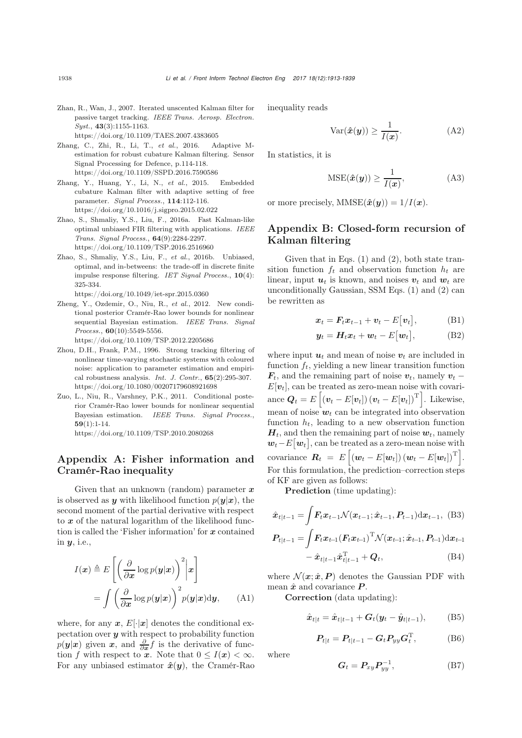Zhan, R., Wan, J., 2007. Iterated unscented Kalman filter for passive target tracking. *IEEE Trans. Aerosp. Electron. Syst.*, **43**(3):1155-1163. https://doi.org/10.1109/TAES.2007.4383605

Zhang, C., Zhi, R., Li, T., *et al.*, 2016. Adaptive M-estimation for robust cubature Kalman filtering. Sensor Signal Processing for Defence, p.114-118. https://doi.org/10.1109/SSPD.2016.7590586

Zhang, Y., Huang, Y., Li, N., *et al.*, 2015. Embedded cubature Kalman filter with adaptive setting of free parameter. *Signal Process.*, **114**:112-116. https://doi.org/10.1016/j.sigpro.2015.02.022

Zhao, S., Shmaliy, Y.S., Liu, F., 2016a. Fast Kalman-like optimal unbiased FIR filtering with applications. *IEEE Trans. Signal Process.*, **64**(9):2284-2297. https://doi.org/10.1109/TSP.2016.2516960

Zhao, S., Shmaliy, Y.S., Liu, F., *et al.*, 2016b. Unbiased, optimal, and in-betweens: the trade-off in discrete finite impulse response filtering. *IET Signal Process.*, **10**(4): 325-334. https://doi.org/10.1049/iet-spr.2015.0360

Zheng, Y., Ozdemir, O., Niu, R., *et al.*, 2012. New conditional posterior Cramér-Rao lower bounds for nonlinear sequential Bayesian estimation. *IEEE Trans. Signal Process.*, **60**(10):5549-5556. https://doi.org/10.1109/TSP.2012.2205686

Zhou, D.H., Frank, P.M., 1996. Strong tracking filtering of nonlinear time-varying stochastic systems with coloured noise: application to parameter estimation and empirical robustness analysis. *Int. J. Contr.*, **65**(2):295-307. https://doi.org/10.1080/00207179608921698

Zuo, L., Niu, R., Varshney, P.K., 2011. Conditional posterior Cramér-Rao lower bounds for nonlinear sequential Bayesian estimation. *IEEE Trans. Signal Process.*, **59**(1):1-14. https://doi.org/10.1109/TSP.2010.2080268

## Appendix A: Fisher information and Cramér-Rao inequality

Given that an unknown (random) parameter $\boldsymbol{x}$ is observed as $\boldsymbol{y}$ with likelihood function $p(\boldsymbol{y}|\boldsymbol{x})$, the second moment of the partial derivative with respect to $\boldsymbol{x}$ of the natural logarithm of the likelihood function is called the 'Fisher information' for $\boldsymbol{x}$ contained in $\boldsymbol{y}$, i.e.,

$$
\begin{aligned}
I(\boldsymbol{x}) &\triangleq E\left[\left(\frac{\partial}{\partial \boldsymbol{x}}\log p(\boldsymbol{y}|\boldsymbol{x})\right)^2 \middle| \boldsymbol{x}\right] \\
&= \int \left(\frac{\partial}{\partial \boldsymbol{x}}\log p(\boldsymbol{y}|\boldsymbol{x})\right)^2 p(\boldsymbol{y}|\boldsymbol{x})\mathrm{d}\boldsymbol{y}, \qquad \text{(A1)}
\end{aligned}
$$

where, for any $\boldsymbol{x}$, $E[\cdot|\boldsymbol{x}]$ denotes the conditional expectation over $\boldsymbol{y}$ with respect to probability function $p(\boldsymbol{y}|\boldsymbol{x})$ given $\boldsymbol{x}$, and $\frac{\partial}{\partial \boldsymbol{x}}f$ is the derivative of function $f$ with respect to $\boldsymbol{x}$. Note that $0 \leq I(\boldsymbol{x}) < \infty$. For any unbiased estimator $\hat{\boldsymbol{x}}(\boldsymbol{y})$, the Cramér-Rao inequality reads

$$
\mathrm{Var}(\hat{\boldsymbol{x}}(\boldsymbol{y})) \geq \frac{1}{I(\boldsymbol{x})}. \qquad \text{(A2)}
$$

In statistics, it is

$$
\mathrm{MSE}(\hat{\boldsymbol{x}}(\boldsymbol{y})) \geq \frac{1}{I(\boldsymbol{x})}, \qquad \text{(A3)}
$$

or more precisely, $\mathrm{MMSE}(\hat{\boldsymbol{x}}(\boldsymbol{y})) = 1/I(\boldsymbol{x})$.

## Appendix B: Closed-form recursion of Kalman filtering

Given that in Eqs. (1) and (2), both state transition function $f_t$ and observation function $h_t$ are linear, input $\boldsymbol{u}_t$ is known, and noises $\boldsymbol{v}_t$ and $\boldsymbol{w}_t$ are unconditionally Gaussian, SSM Eqs. (1) and (2) can be rewritten as

$$
\boldsymbol{x}_t = \boldsymbol{F}_t\boldsymbol{x}_{t-1} + \boldsymbol{v}_t - E\big[\boldsymbol{v}_t\big], \qquad \text{(B1)}
$$

$$
\boldsymbol{y}_t = \boldsymbol{H}_t\boldsymbol{x}_t + \boldsymbol{w}_t - E\big[\boldsymbol{w}_t\big], \qquad \text{(B2)}
$$

where input $\boldsymbol{u}_t$ and mean of noise $\boldsymbol{v}_t$ are included in function $f_t$, yielding a new linear transition function $\boldsymbol{F}_t$, and the remaining part of noise $\boldsymbol{v}_t$, namely $\boldsymbol{v}_t - E[\boldsymbol{v}_t]$, can be treated as zero-mean noise with covariance $\boldsymbol{Q}_t = E\left[\left(\boldsymbol{v}_t - E[\boldsymbol{v}_t]\right)\left(\boldsymbol{v}_t - E[\boldsymbol{v}_t]\right)^{\mathrm{T}}\right]$. Likewise, mean of noise $\boldsymbol{w}_t$ can be integrated into observation function $h_t$, leading to a new observation function $\boldsymbol{H}_t$, and then the remaining part of noise $\boldsymbol{w}_t$, namely $\boldsymbol{w}_t - E\big[\boldsymbol{w}_t\big]$, can be treated as a zero-mean noise with covariance $\boldsymbol{R}_t = E\left[\left(\boldsymbol{w}_t - E[\boldsymbol{w}_t]\right)\left(\boldsymbol{w}_t - E[\boldsymbol{w}_t]\right)^{\mathrm{T}}\right]$. For this formulation, the prediction–correction steps of KF are given as follows:

**Prediction** (time updating):

$$
\hat{\boldsymbol{x}}_{t|t-1} = \int \boldsymbol{F}_t\boldsymbol{x}_{t-1}\mathcal{N}(\boldsymbol{x}_{t-1}; \hat{\boldsymbol{x}}_{t-1}, \boldsymbol{P}_{t-1})\mathrm{d}\boldsymbol{x}_{t-1}, \qquad \text{(B3)}
$$

$$
\begin{aligned}
\boldsymbol{P}_{t|t-1} = &\int \boldsymbol{F}_t\boldsymbol{x}_{t-1}(\boldsymbol{F}_t\boldsymbol{x}_{t-1})^{\mathrm{T}}\mathcal{N}(\boldsymbol{x}_{t-1}; \hat{\boldsymbol{x}}_{t-1}, \boldsymbol{P}_{t-1})\mathrm{d}\boldsymbol{x}_{t-1} \\
&- \hat{\boldsymbol{x}}_{t|t-1}\hat{\boldsymbol{x}}_{t|t-1}^{\mathrm{T}} + \boldsymbol{Q}_t, \qquad \text{(B4)}
\end{aligned}
$$

where $\mathcal{N}(\boldsymbol{x}; \hat{\boldsymbol{x}}, \boldsymbol{P})$ denotes the Gaussian PDF with mean $\hat{\boldsymbol{x}}$ and covariance $\boldsymbol{P}$.

**Correction** (data updating):

$$
\hat{\boldsymbol{x}}_{t|t} = \hat{\boldsymbol{x}}_{t|t-1} + \boldsymbol{G}_t(\boldsymbol{y}_t - \hat{\boldsymbol{y}}_{t|t-1}), \qquad \text{(B5)}
$$

$$
\boldsymbol{P}_{t|t} = \boldsymbol{P}_{t|t-1} - \boldsymbol{G}_t\boldsymbol{P}_{yy}\boldsymbol{G}_t^{\mathrm{T}}, \qquad \text{(B6)}
$$

where

$$
\boldsymbol{G}_t = \boldsymbol{P}_{xy}\boldsymbol{P}_{yy}^{-1}, \qquad \text{(B7)}
$$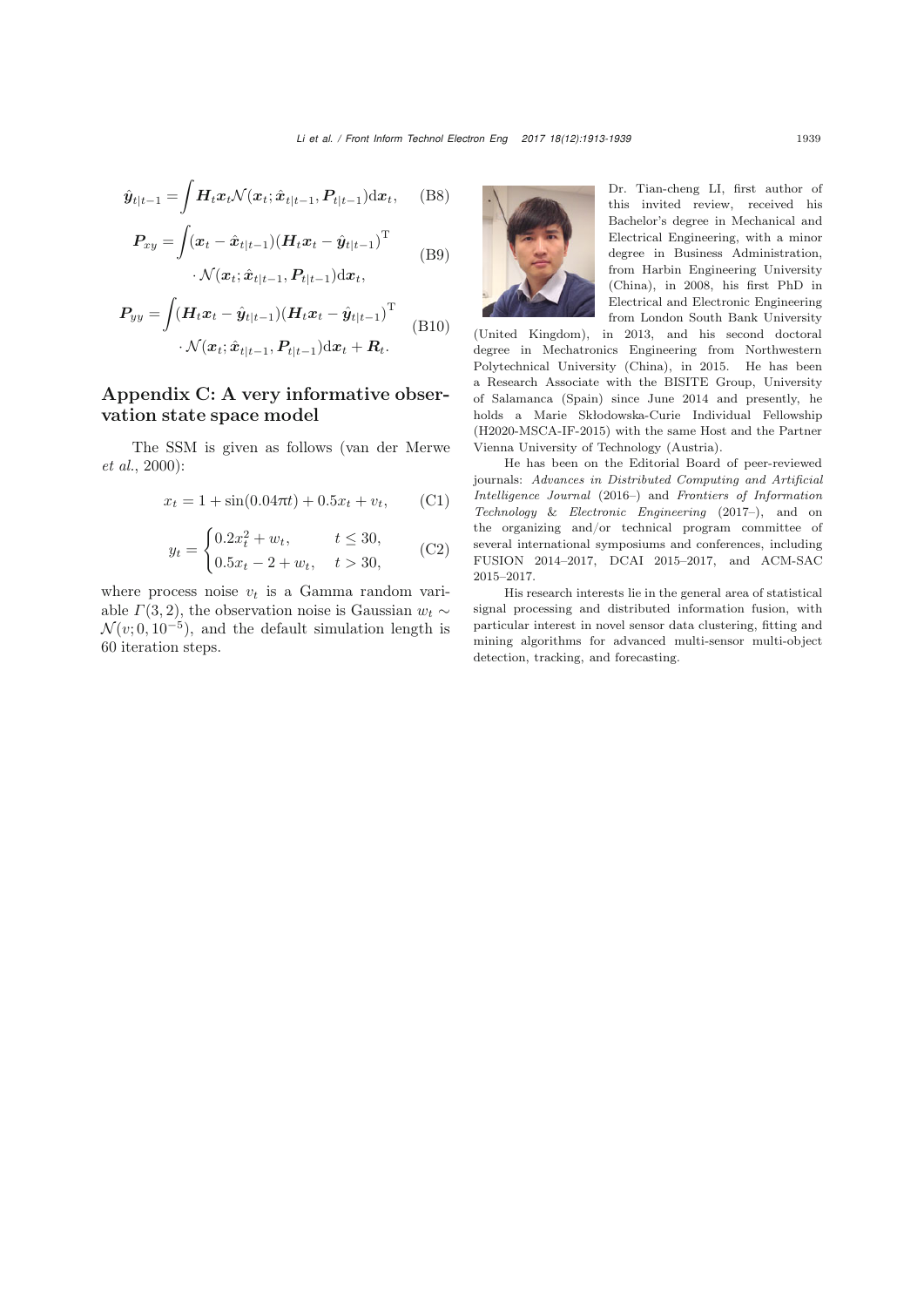$$\hat{\boldsymbol{y}}_{t|t-1} = \int \boldsymbol{H}_t \boldsymbol{x}_t \mathcal{N}(\boldsymbol{x}_t; \hat{\boldsymbol{x}}_{t|t-1}, \boldsymbol{P}_{t|t-1}) \mathrm{d}\boldsymbol{x}_t, \quad \text{(B8)}$$

$$\boldsymbol{P}_{xy} = \int (\boldsymbol{x}_t - \hat{\boldsymbol{x}}_{t|t-1})(\boldsymbol{H}_t \boldsymbol{x}_t - \hat{\boldsymbol{y}}_{t|t-1})^{\mathrm{T}} \cdot \mathcal{N}(\boldsymbol{x}_t; \hat{\boldsymbol{x}}_{t|t-1}, \boldsymbol{P}_{t|t-1}) \mathrm{d}\boldsymbol{x}_t, \quad \text{(B9)}$$

$$\boldsymbol{P}_{yy} = \int (\boldsymbol{H}_t \boldsymbol{x}_t - \hat{\boldsymbol{y}}_{t|t-1})(\boldsymbol{H}_t \boldsymbol{x}_t - \hat{\boldsymbol{y}}_{t|t-1})^{\mathrm{T}} \cdot \mathcal{N}(\boldsymbol{x}_t; \hat{\boldsymbol{x}}_{t|t-1}, \boldsymbol{P}_{t|t-1}) \mathrm{d}\boldsymbol{x}_t + \boldsymbol{R}_t. \quad \text{(B10)}$$

## Appendix C: A very informative observation state space model

The SSM is given as follows (van der Merwe *et al.*, 2000):

$$x_t = 1 + \sin(0.04\pi t) + 0.5x_t + v_t, \quad \text{(C1)}$$

$$y_t = \begin{cases} 0.2x_t^2 + w_t, & t \leq 30, \\ 0.5x_t - 2 + w_t, & t > 30, \end{cases} \quad \text{(C2)}$$

where process noise $v_t$ is a Gamma random variable $\Gamma(3, 2)$, the observation noise is Gaussian $w_t \sim \mathcal{N}(v; 0, 10^{-5})$, and the default simulation length is 60 iteration steps.

Dr. Tian-cheng LI, first author of this invited review, received his Bachelor's degree in Mechanical and Electrical Engineering, with a minor degree in Business Administration, from Harbin Engineering University (China), in 2008, his first PhD in Electrical and Electronic Engineering from London South Bank University (United Kingdom), in 2013, and his second doctoral degree in Mechatronics Engineering from Northwestern Polytechnical University (China), in 2015. He has been a Research Associate with the BISITE Group, University of Salamanca (Spain) since June 2014 and presently, he holds a Marie Skłodowska-Curie Individual Fellowship (H2020-MSCA-IF-2015) with the same Host and the Partner Vienna University of Technology (Austria).

He has been on the Editorial Board of peer-reviewed journals: *Advances in Distributed Computing and Artificial Intelligence Journal* (2016–) and *Frontiers of Information Technology & Electronic Engineering* (2017–), and on the organizing and/or technical program committee of several international symposiums and conferences, including FUSION 2014–2017, DCAI 2015–2017, and ACM-SAC 2015–2017.

His research interests lie in the general area of statistical signal processing and distributed information fusion, with particular interest in novel sensor data clustering, fitting and mining algorithms for advanced multi-sensor multi-object detection, tracking, and forecasting.